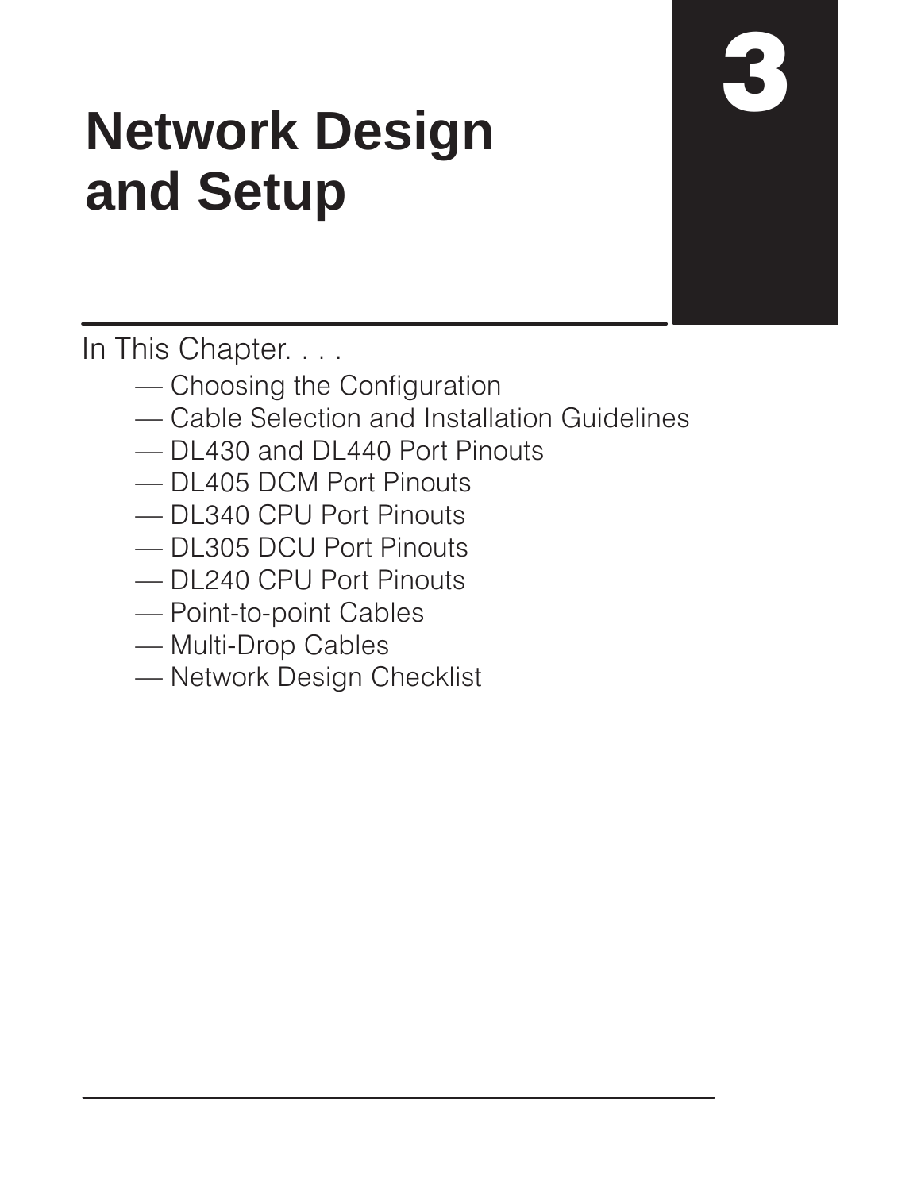# 3

# Network Design and Setup

In This Chapter. . . .

- — Choosing the Configuration
- — Cable Selection and Installation Guidelines
- — DL430 and DL440 Port Pinouts
- — DL405 DCM Port Pinouts
- — DL340 CPU Port Pinouts
- — DL305 DCU Port Pinouts
- — DL240 CPU Port Pinouts
- — Point-to-point Cables
- — Multi-Drop Cables
- — Network Design Checklist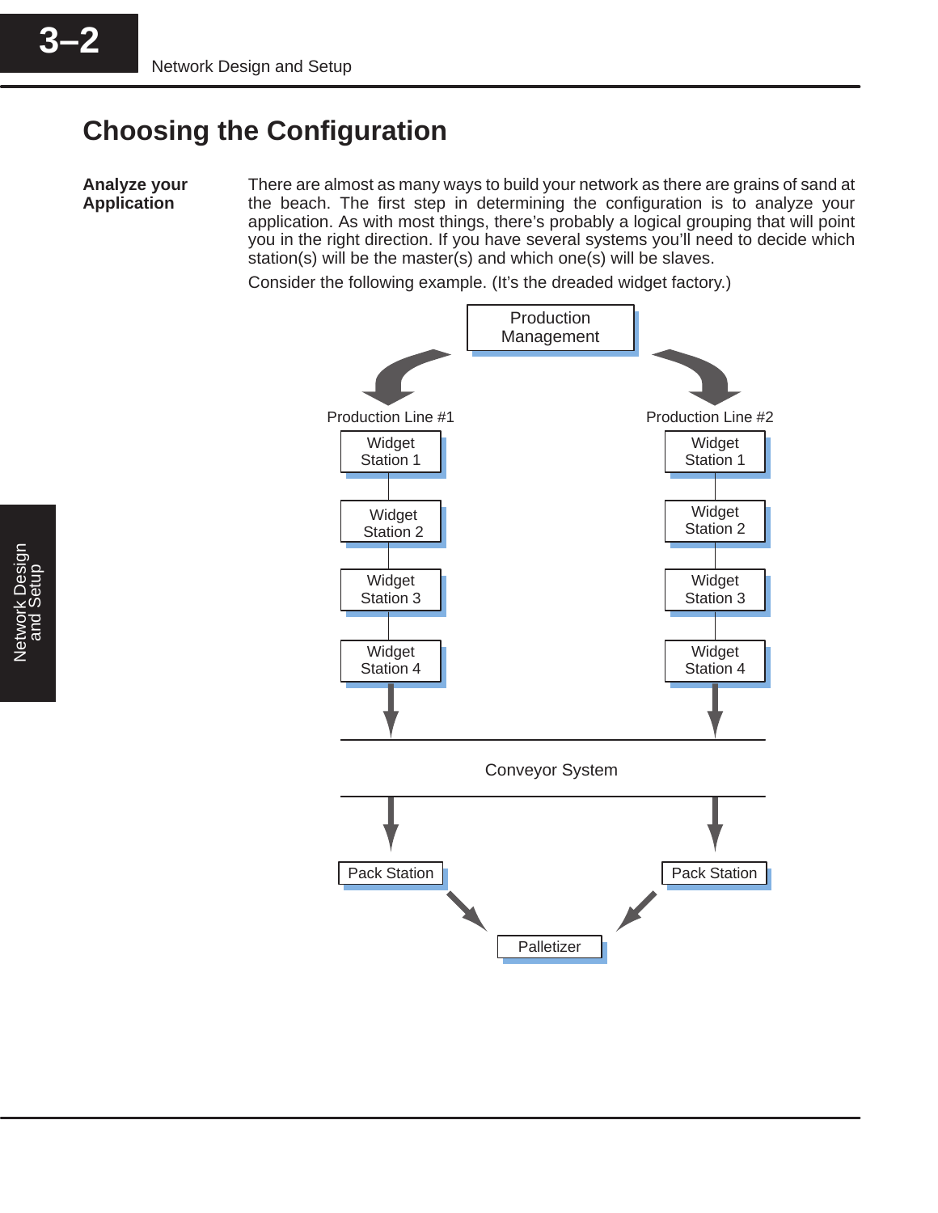# Choosing the Configuration

**Analyze your Application**

There are almost as many ways to build your network as there are grains of sand at the beach. The first step in determining the configuration is to analyze your application. As with most things, there's probably a logical grouping that will point you in the right direction. If you have several systems you'll need to decide which station(s) will be the master(s) and which one(s) will be slaves.

Consider the following example. (It's the dreaded widget factory.)

Production Management

Production Line #1

Widget Station 1

Widget Station 2

Widget Station 3

Widget Station 4

Production Line #2

Widget Station 1

Widget Station 2

Widget Station 3

Widget Station 4

Conveyor System

Pack Station

Pack Station

Palletizer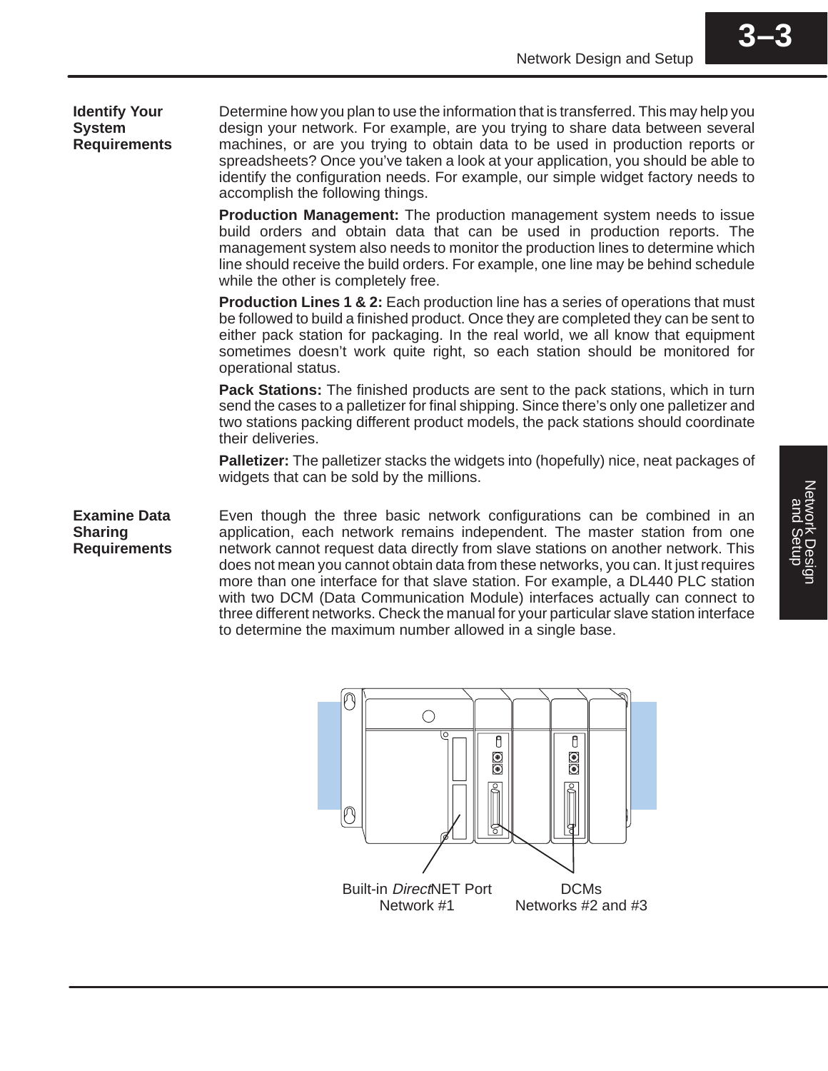## Identify Your System Requirements

Determine how you plan to use the information that is transferred. This may help you design your network. For example, are you trying to share data between several machines, or are you trying to obtain data to be used in production reports or spreadsheets? Once you've taken a look at your application, you should be able to identify the configuration needs. For example, our simple widget factory needs to accomplish the following things.

**Production Management:** The production management system needs to issue build orders and obtain data that can be used in production reports. The management system also needs to monitor the production lines to determine which line should receive the build orders. For example, one line may be behind schedule while the other is completely free.

**Production Lines 1 & 2:** Each production line has a series of operations that must be followed to build a finished product. Once they are completed they can be sent to either pack station for packaging. In the real world, we all know that equipment sometimes doesn't work quite right, so each station should be monitored for operational status.

**Pack Stations:** The finished products are sent to the pack stations, which in turn send the cases to a palletizer for final shipping. Since there's only one palletizer and two stations packing different product models, the pack stations should coordinate their deliveries.

**Palletizer:** The palletizer stacks the widgets into (hopefully) nice, neat packages of widgets that can be sold by the millions.

## Examine Data Sharing Requirements

Even though the three basic network configurations can be combined in an application, each network remains independent. The master station from one network cannot request data directly from slave stations on another network. This does not mean you cannot obtain data from these networks, you can. It just requires more than one interface for that slave station. For example, a DL440 PLC station with two DCM (Data Communication Module) interfaces actually can connect to three different networks. Check the manual for your particular slave station interface to determine the maximum number allowed in a single base.

Built-in *Direct*NET Port
Network #1

DCMs
Networks #2 and #3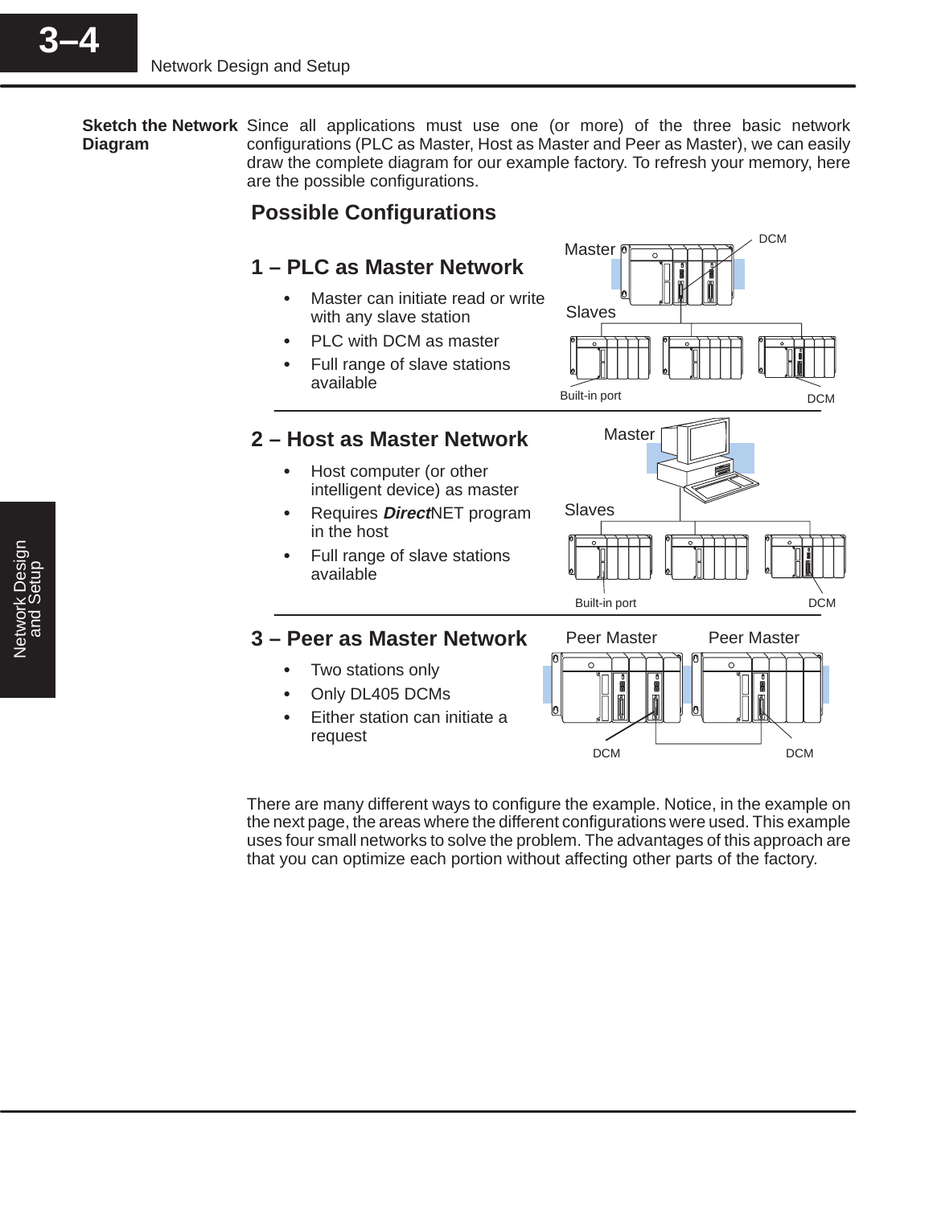## Sketch the Network Diagram

Since all applications must use one (or more) of the three basic network configurations (PLC as Master, Host as Master and Peer as Master), we can easily draw the complete diagram for our example factory. To refresh your memory, here are the possible configurations.

### Possible Configurations

#### 1 – PLC as Master Network

- Master can initiate read or write with any slave station
- PLC with DCM as master
- Full range of slave stations available

#### 2 – Host as Master Network

- Host computer (or other intelligent device) as master
- Requires ***Direct***NET program in the host
- Full range of slave stations available

#### 3 – Peer as Master Network

- Two stations only
- Only DL405 DCMs
- Either station can initiate a request

There are many different ways to configure the example. Notice, in the example on the next page, the areas where the different configurations were used. This example uses four small networks to solve the problem. The advantages of this approach are that you can optimize each portion without affecting other parts of the factory.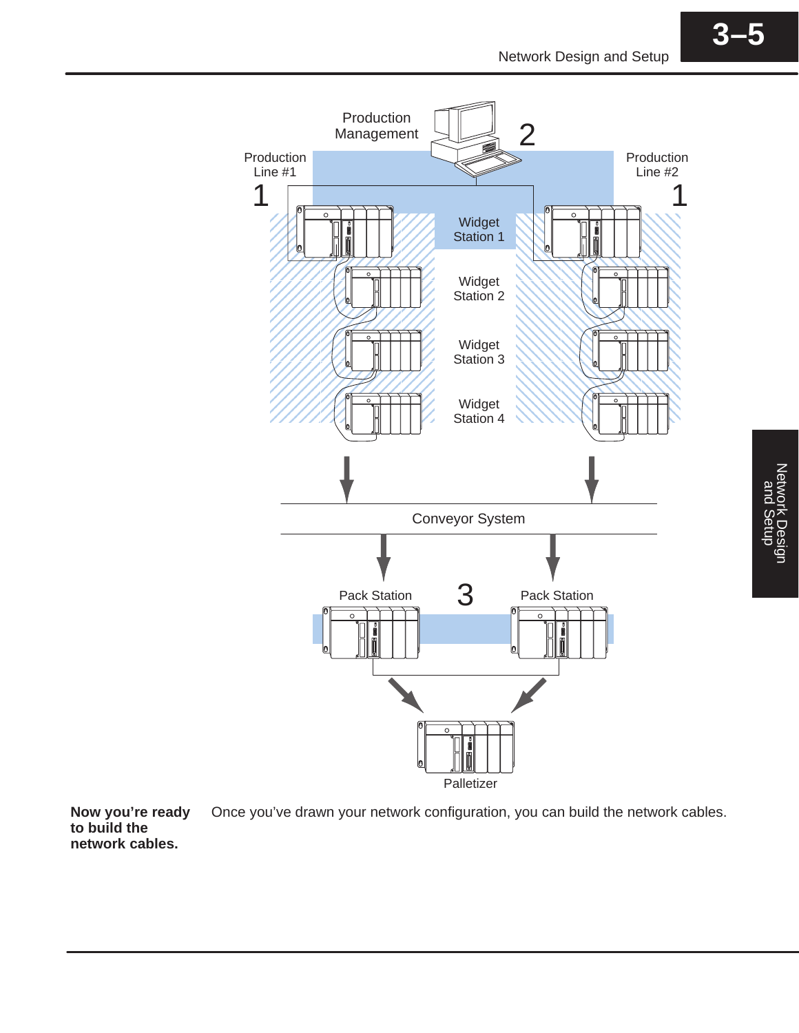Production Management

2

Production Line #1

1

Production Line #2

1

Widget Station 1

Widget Station 2

Widget Station 3

Widget Station 4

Conveyor System

Pack Station

3

Pack Station

Palletizer

**Now you're ready to build the network cables.**

Once you've drawn your network configuration, you can build the network cables.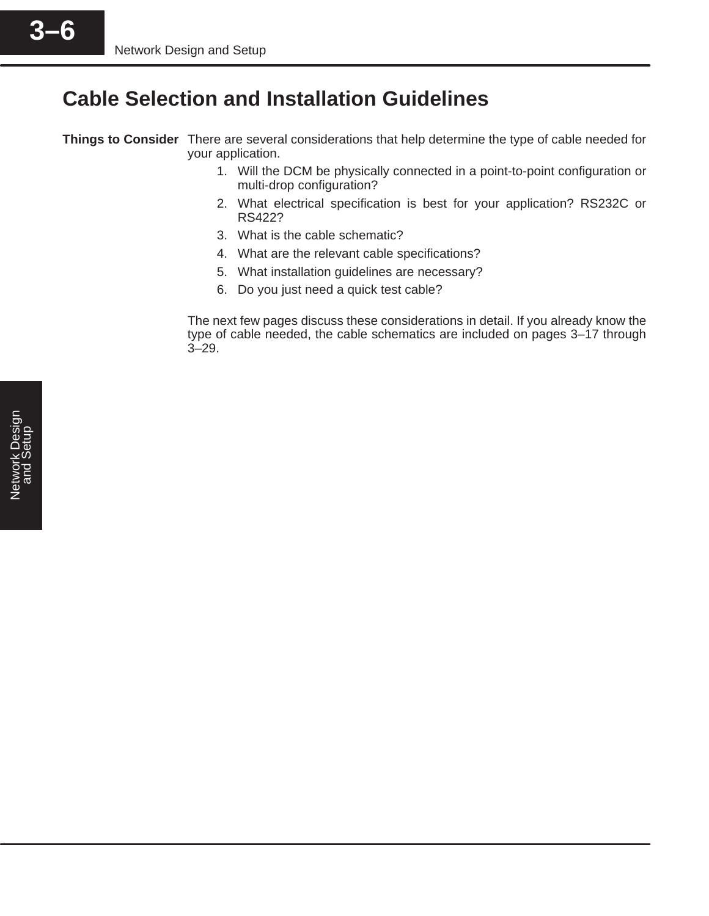## Cable Selection and Installation Guidelines

**Things to Consider**

There are several considerations that help determine the type of cable needed for your application.

1. Will the DCM be physically connected in a point-to-point configuration or multi-drop configuration?
2. What electrical specification is best for your application? RS232C or RS422?
3. What is the cable schematic?
4. What are the relevant cable specifications?
5. What installation guidelines are necessary?
6. Do you just need a quick test cable?

The next few pages discuss these considerations in detail. If you already know the type of cable needed, the cable schematics are included on pages 3–17 through 3–29.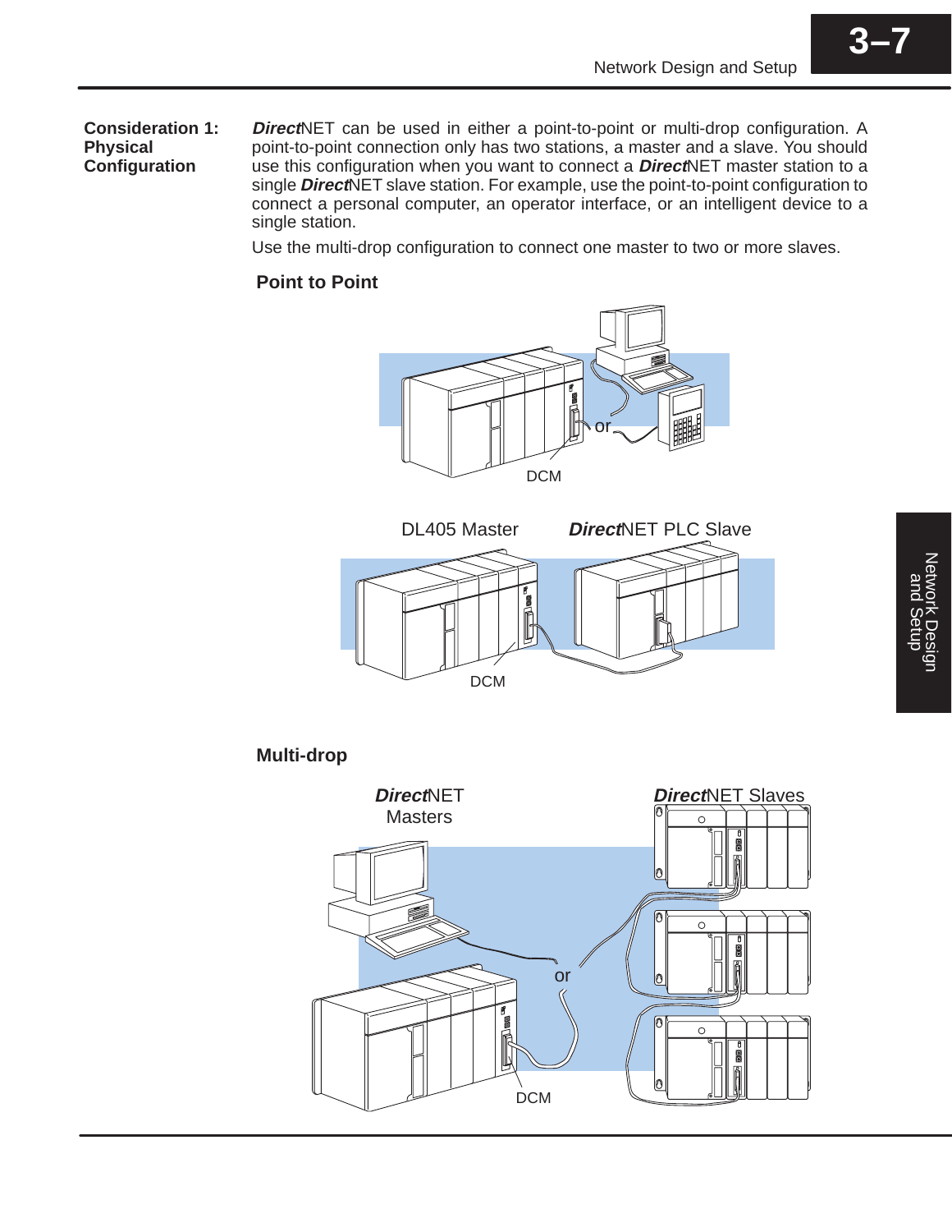## Consideration 1: Physical Configuration

***Direct*NET** can be used in either a point-to-point or multi-drop configuration. A point-to-point connection only has two stations, a master and a slave. You should use this configuration when you want to connect a ***Direct*NET** master station to a single ***Direct*NET** slave station. For example, use the point-to-point configuration to connect a personal computer, an operator interface, or an intelligent device to a single station.

Use the multi-drop configuration to connect one master to two or more slaves.

### Point to Point

or

DCM

DL405 Master

***Direct*NET PLC Slave**

DCM

### Multi-drop

***Direct*NET Masters**

***Direct*NET Slaves**

or

DCM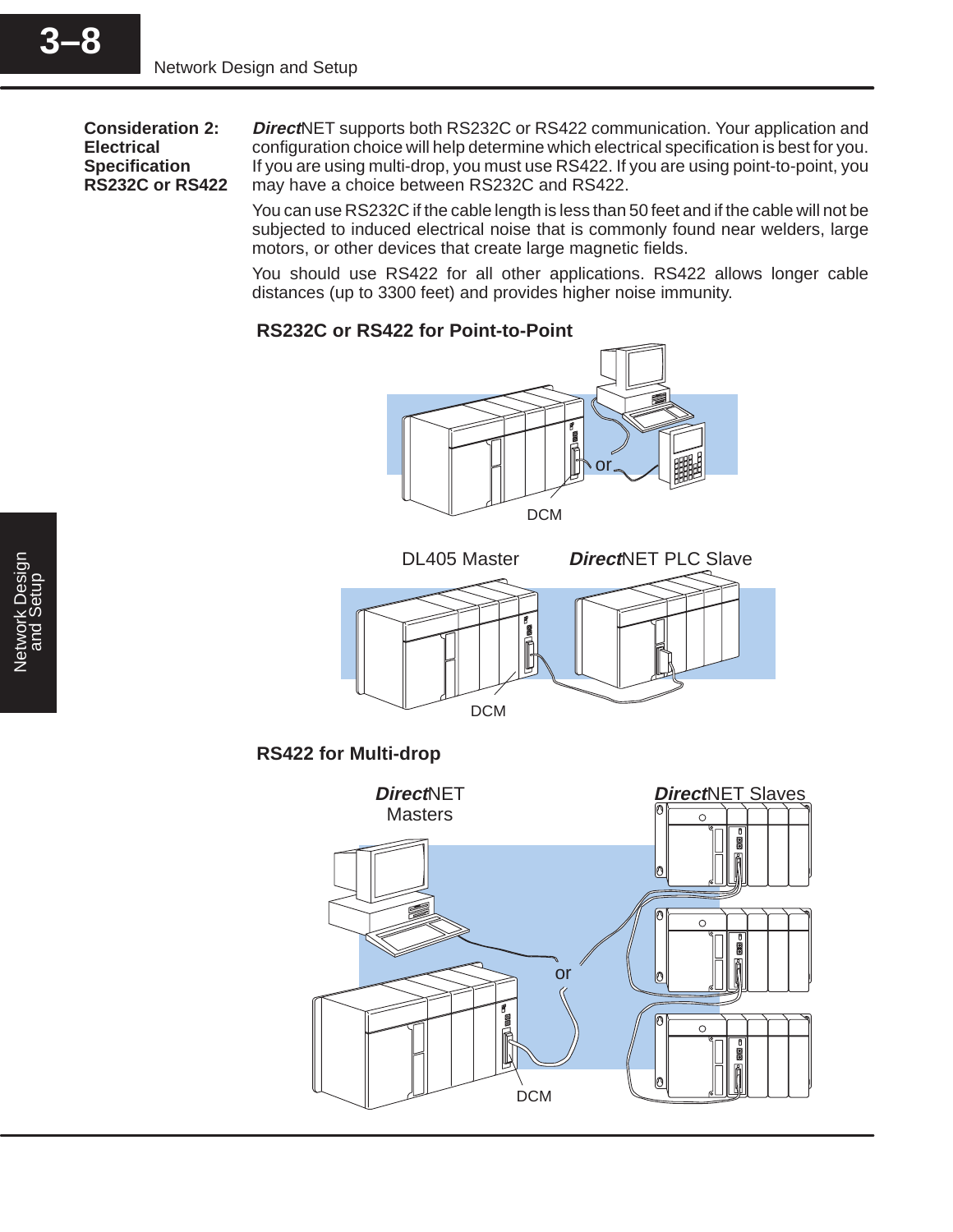## Consideration 2: Electrical Specification RS232C or RS422

***Direct***NET supports both RS232C or RS422 communication. Your application and configuration choice will help determine which electrical specification is best for you. If you are using multi-drop, you must use RS422. If you are using point-to-point, you may have a choice between RS232C and RS422.

You can use RS232C if the cable length is less than 50 feet and if the cable will not be subjected to induced electrical noise that is commonly found near welders, large motors, or other devices that create large magnetic fields.

You should use RS422 for all other applications. RS422 allows longer cable distances (up to 3300 feet) and provides higher noise immunity.

### RS232C or RS422 for Point-to-Point

or

DCM

DL405 Master

***Direct***NET PLC Slave

DCM

### RS422 for Multi-drop

***Direct***NET Masters

***Direct***NET Slaves

or

DCM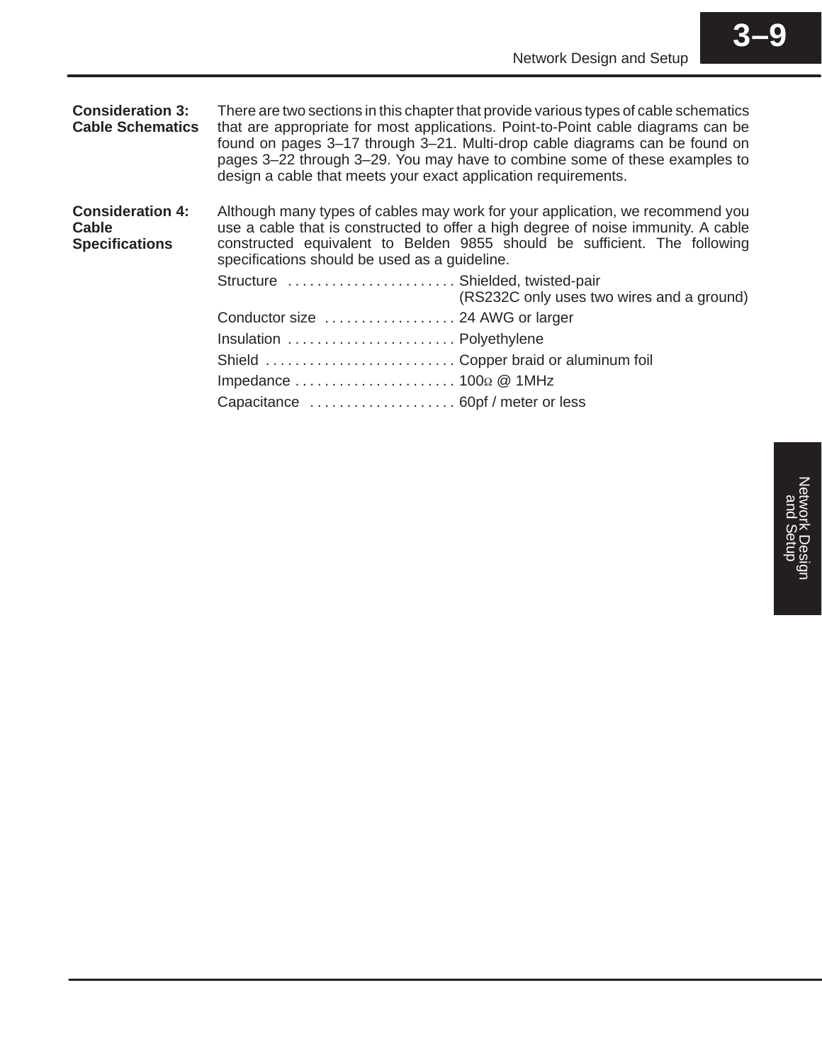### Consideration 3: Cable Schematics

There are two sections in this chapter that provide various types of cable schematics that are appropriate for most applications. Point-to-Point cable diagrams can be found on pages 3–17 through 3–21. Multi-drop cable diagrams can be found on pages 3–22 through 3–29. You may have to combine some of these examples to design a cable that meets your exact application requirements.

### Consideration 4: Cable Specifications

Although many types of cables may work for your application, we recommend you use a cable that is constructed to offer a high degree of noise immunity. A cable constructed equivalent to Belden 9855 should be sufficient. The following specifications should be used as a guideline.

Structure ....................... Shielded, twisted-pair (RS232C only uses two wires and a ground)

Conductor size .................. 24 AWG or larger

Insulation ....................... Polyethylene

Shield .......................... Copper braid or aluminum foil

Impedance ...................... 100Ω @ 1MHz

Capacitance .................... 60pf / meter or less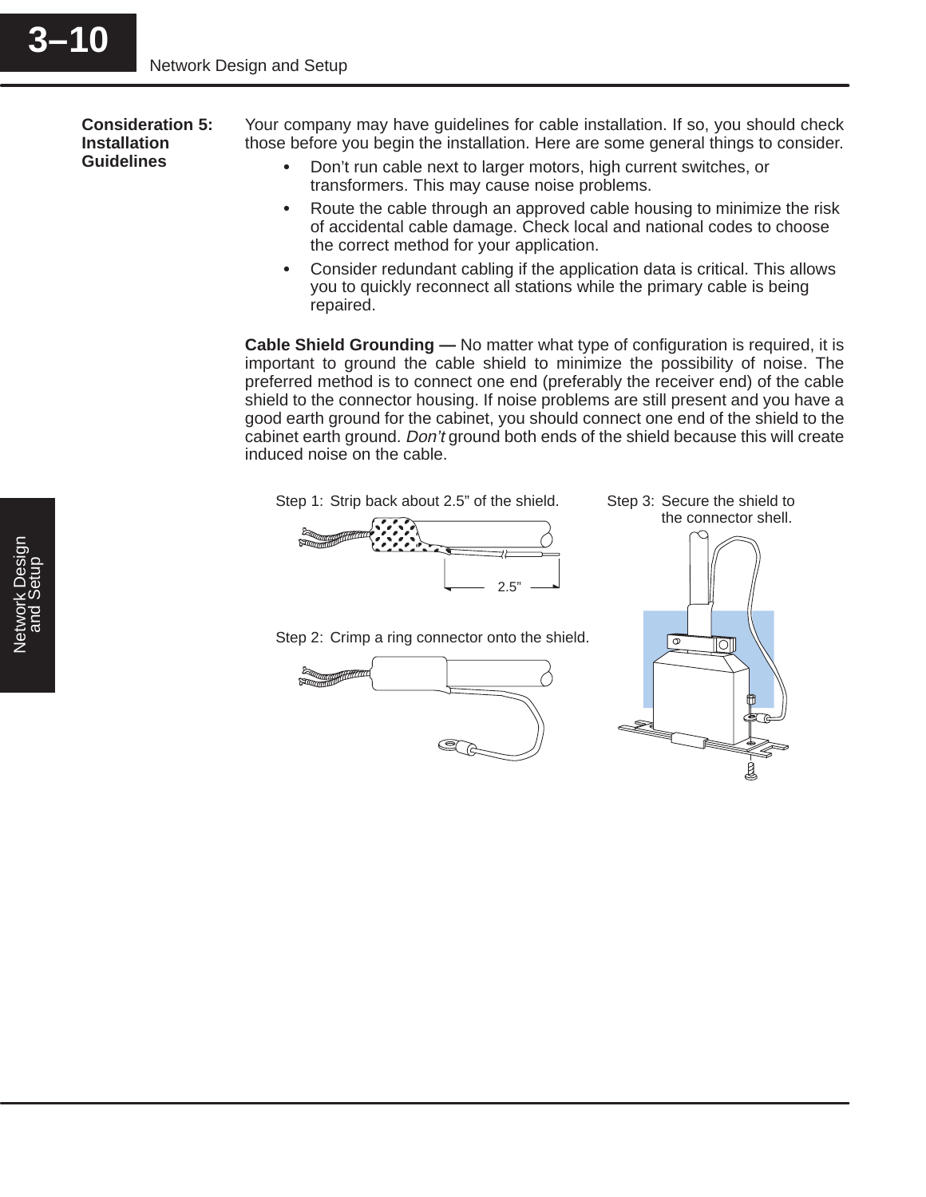### Consideration 5: Installation Guidelines

Your company may have guidelines for cable installation. If so, you should check those before you begin the installation. Here are some general things to consider.

- Don't run cable next to larger motors, high current switches, or transformers. This may cause noise problems.
- Route the cable through an approved cable housing to minimize the risk of accidental cable damage. Check local and national codes to choose the correct method for your application.
- Consider redundant cabling if the application data is critical. This allows you to quickly reconnect all stations while the primary cable is being repaired.

**Cable Shield Grounding —** No matter what type of configuration is required, it is important to ground the cable shield to minimize the possibility of noise. The preferred method is to connect one end (preferably the receiver end) of the cable shield to the connector housing. If noise problems are still present and you have a good earth ground for the cabinet, you should connect one end of the shield to the cabinet earth ground. *Don't* ground both ends of the shield because this will create induced noise on the cable.

Step 1: Strip back about 2.5" of the shield.

2.5"

Step 2: Crimp a ring connector onto the shield.

Step 3: Secure the shield to the connector shell.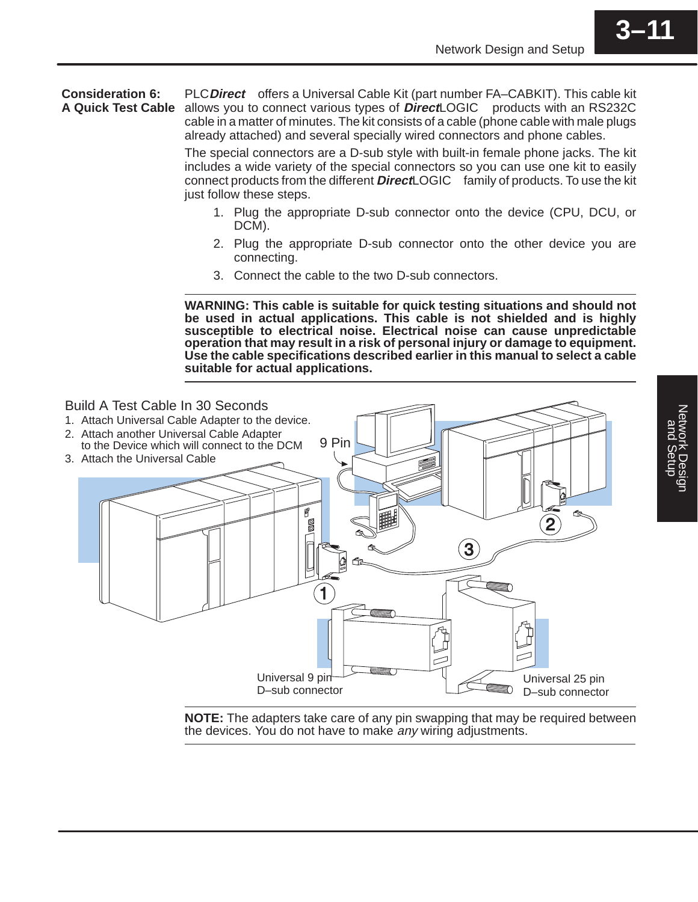## Consideration 6: A Quick Test Cable

PLC***Direct*** offers a Universal Cable Kit (part number FA–CABKIT). This cable kit allows you to connect various types of ***Direct***LOGIC products with an RS232C cable in a matter of minutes. The kit consists of a cable (phone cable with male plugs already attached) and several specially wired connectors and phone cables.

The special connectors are a D-sub style with built-in female phone jacks. The kit includes a wide variety of the special connectors so you can use one kit to easily connect products from the different ***Direct***LOGIC family of products. To use the kit just follow these steps.

1. Plug the appropriate D-sub connector onto the device (CPU, DCU, or DCM).
2. Plug the appropriate D-sub connector onto the other device you are connecting.
3. Connect the cable to the two D-sub connectors.

**WARNING: This cable is suitable for quick testing situations and should not be used in actual applications. This cable is not shielded and is highly susceptible to electrical noise. Electrical noise can cause unpredictable operation that may result in a risk of personal injury or damage to equipment. Use the cable specifications described earlier in this manual to select a cable suitable for actual applications.**

Build A Test Cable In 30 Seconds

1. Attach Universal Cable Adapter to the device.
2. Attach another Universal Cable Adapter to the Device which will connect to the DCM
3. Attach the Universal Cable

9 Pin

Universal 9 pin D–sub connector

Universal 25 pin D–sub connector

**NOTE:** The adapters take care of any pin swapping that may be required between the devices. You do not have to make *any* wiring adjustments.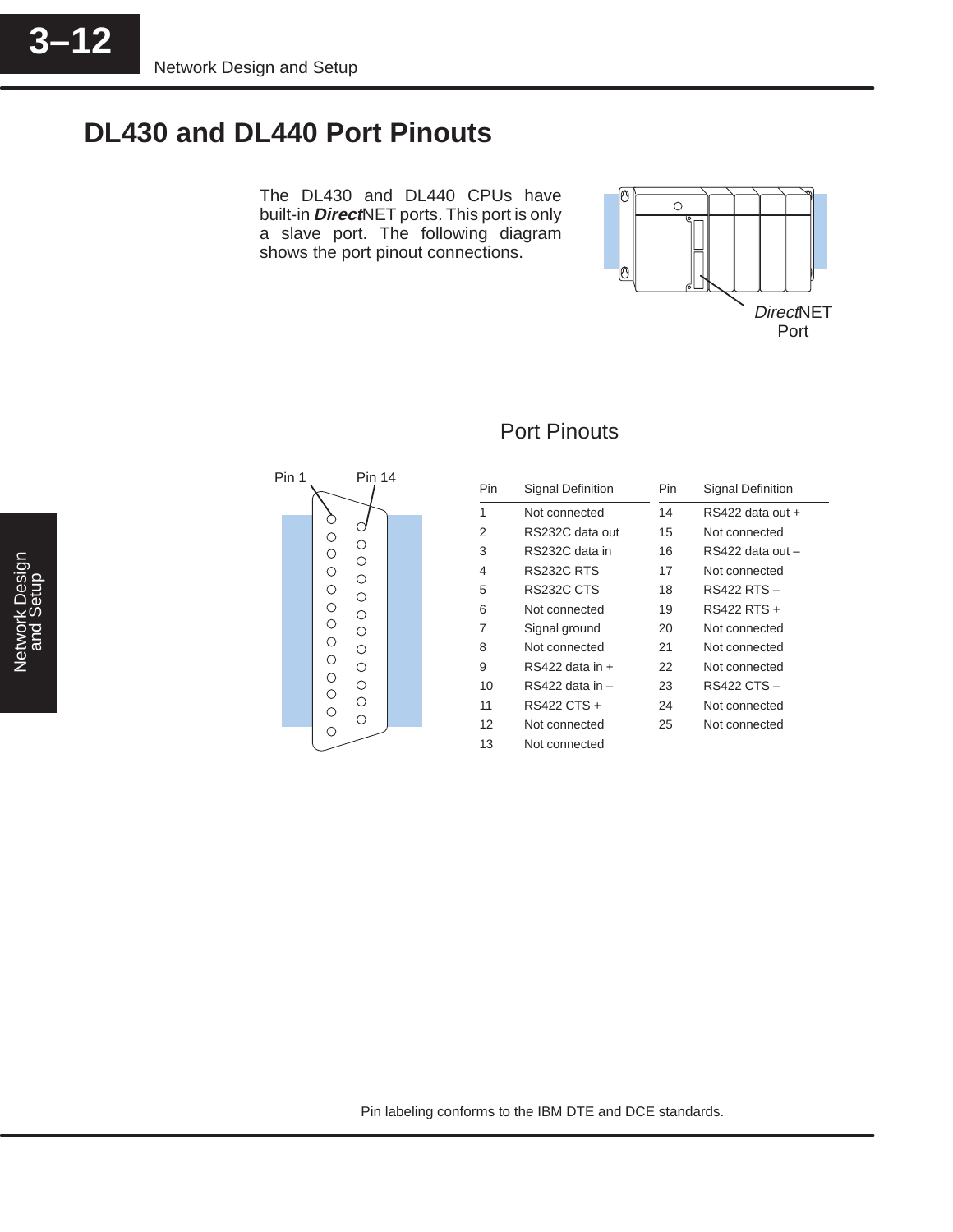# DL430 and DL440 Port Pinouts

The DL430 and DL440 CPUs have built-in ***Direct***NET ports. This port is only a slave port. The following diagram shows the port pinout connections.

*Direct*NET Port

## Port Pinouts

Pin 1 Pin 14

| Pin | Signal Definition | Pin | Signal Definition |
|---|---|---|---|
| 1 | Not connected | 14 | RS422 data out + |
| 2 | RS232C data out | 15 | Not connected |
| 3 | RS232C data in | 16 | RS422 data out – |
| 4 | RS232C RTS | 17 | Not connected |
| 5 | RS232C CTS | 18 | RS422 RTS – |
| 6 | Not connected | 19 | RS422 RTS + |
| 7 | Signal ground | 20 | Not connected |
| 8 | Not connected | 21 | Not connected |
| 9 | RS422 data in + | 22 | Not connected |
| 10 | RS422 data in – | 23 | RS422 CTS – |
| 11 | RS422 CTS + | 24 | Not connected |
| 12 | Not connected | 25 | Not connected |
| 13 | Not connected | | |

Pin labeling conforms to the IBM DTE and DCE standards.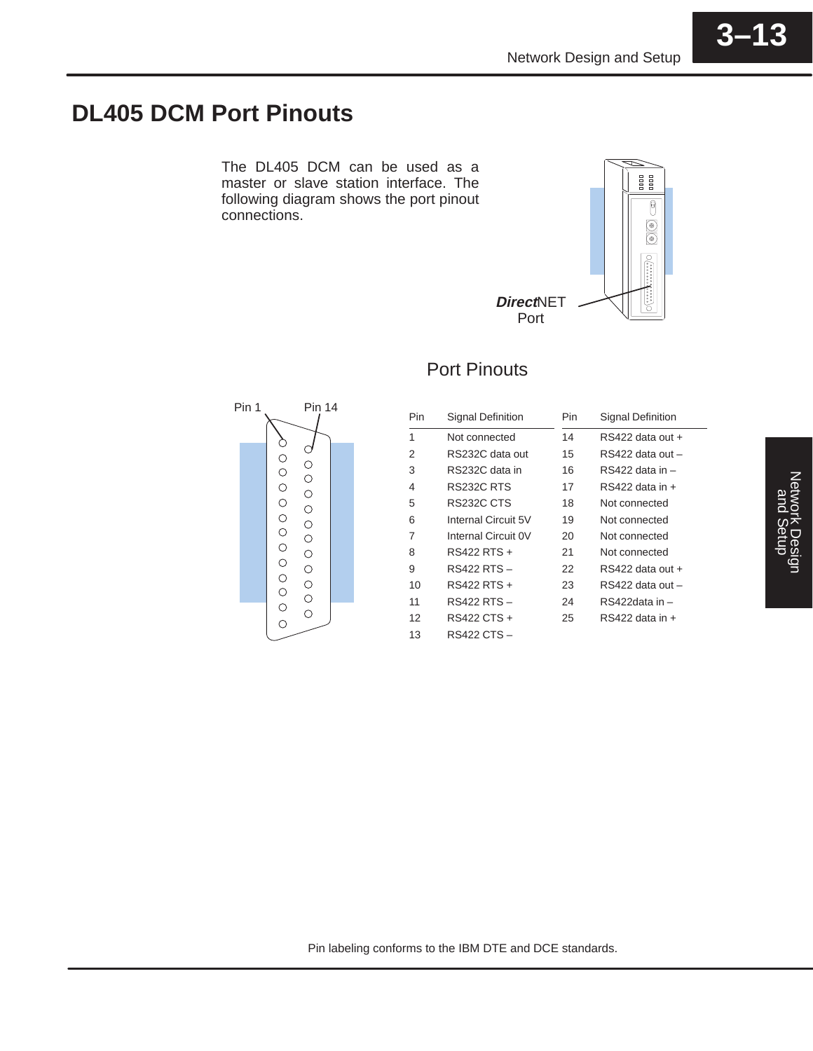# DL405 DCM Port Pinouts

The DL405 DCM can be used as a master or slave station interface. The following diagram shows the port pinout connections.

*Direct*NET Port

## Port Pinouts

Pin 1 Pin 14

| Pin | Signal Definition | Pin | Signal Definition |
|---|---|---|---|
| 1 | Not connected | 14 | RS422 data out + |
| 2 | RS232C data out | 15 | RS422 data out – |
| 3 | RS232C data in | 16 | RS422 data in – |
| 4 | RS232C RTS | 17 | RS422 data in + |
| 5 | RS232C CTS | 18 | Not connected |
| 6 | Internal Circuit 5V | 19 | Not connected |
| 7 | Internal Circuit 0V | 20 | Not connected |
| 8 | RS422 RTS + | 21 | Not connected |
| 9 | RS422 RTS – | 22 | RS422 data out + |
| 10 | RS422 RTS + | 23 | RS422 data out – |
| 11 | RS422 RTS – | 24 | RS422data in – |
| 12 | RS422 CTS + | 25 | RS422 data in + |
| 13 | RS422 CTS – | | |

Pin labeling conforms to the IBM DTE and DCE standards.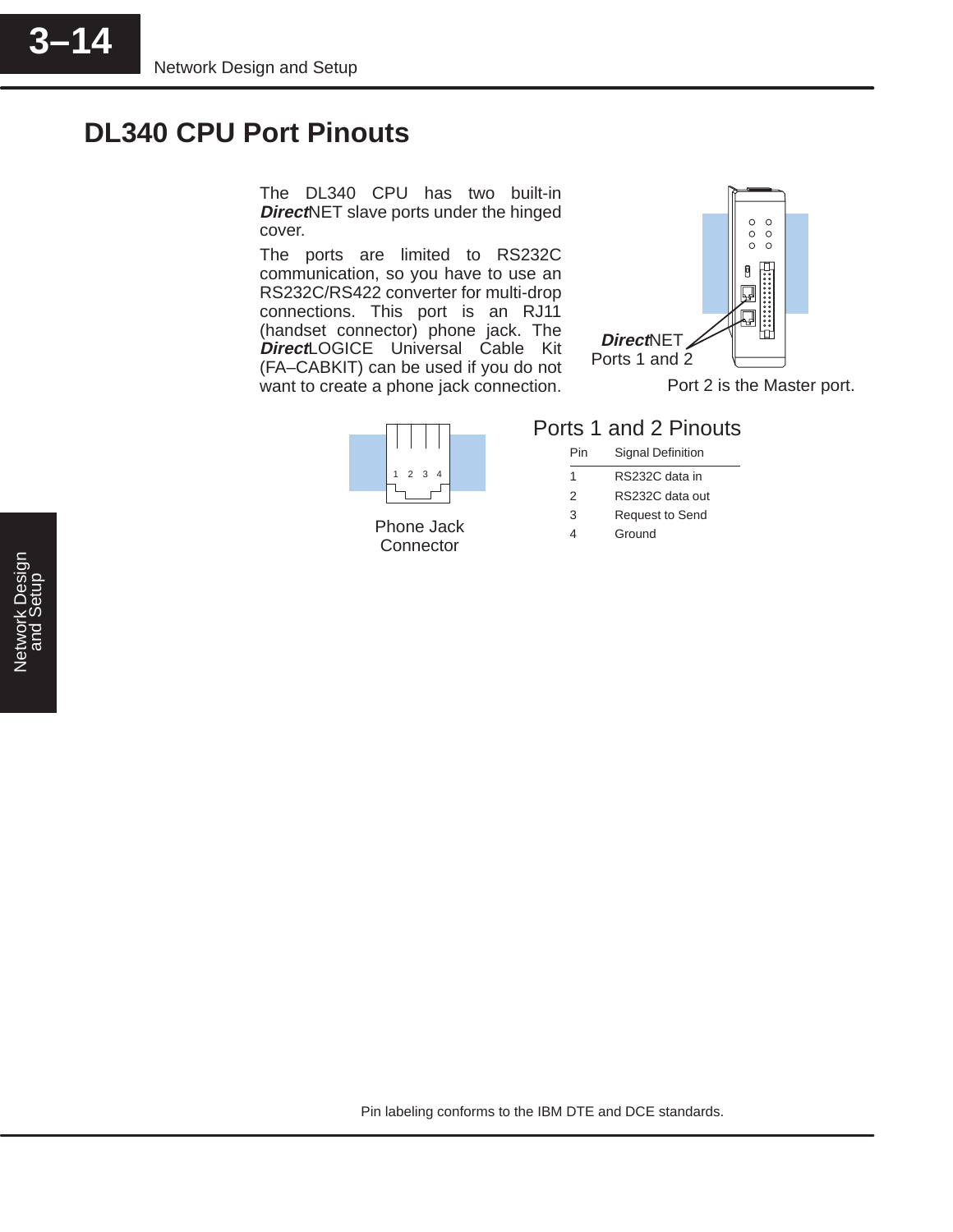# DL340 CPU Port Pinouts

The DL340 CPU has two built-in ***Direct***NET slave ports under the hinged cover.

The ports are limited to RS232C communication, so you have to use an RS232C/RS422 converter for multi-drop connections. This port is an RJ11 (handset connector) phone jack. The ***Direct***LOGICE Universal Cable Kit (FA–CABKIT) can be used if you do not want to create a phone jack connection.

***Direct***NET Ports 1 and 2

Port 2 is the Master port.

Phone Jack Connector

## Ports 1 and 2 Pinouts

| Pin | Signal Definition |
|---|---|
| 1 | RS232C data in |
| 2 | RS232C data out |
| 3 | Request to Send |
| 4 | Ground |

Pin labeling conforms to the IBM DTE and DCE standards.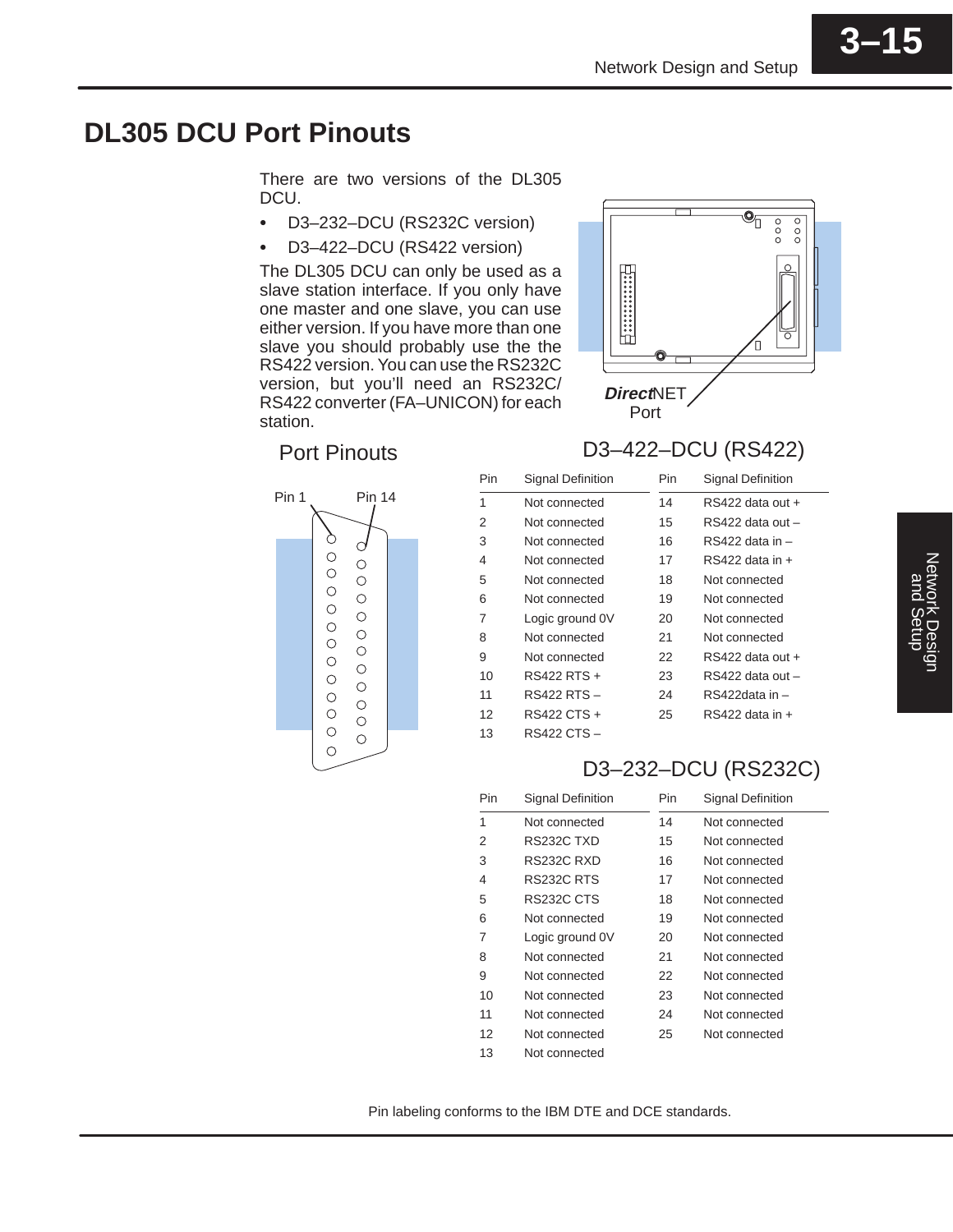# DL305 DCU Port Pinouts

There are two versions of the DL305 DCU.

- D3–232–DCU (RS232C version)
- D3–422–DCU (RS422 version)

The DL305 DCU can only be used as a slave station interface. If you only have one master and one slave, you can use either version. If you have more than one slave you should probably use the the RS422 version. You can use the RS232C version, but you'll need an RS232C/ RS422 converter (FA–UNICON) for each station.

***Direct*NET Port**

## Port Pinouts

Pin 1 Pin 14

### D3–422–DCU (RS422)

| Pin | Signal Definition | Pin | Signal Definition |
|---|---|---|---|
| 1 | Not connected | 14 | RS422 data out + |
| 2 | Not connected | 15 | RS422 data out – |
| 3 | Not connected | 16 | RS422 data in – |
| 4 | Not connected | 17 | RS422 data in + |
| 5 | Not connected | 18 | Not connected |
| 6 | Not connected | 19 | Not connected |
| 7 | Logic ground 0V | 20 | Not connected |
| 8 | Not connected | 21 | Not connected |
| 9 | Not connected | 22 | RS422 data out + |
| 10 | RS422 RTS + | 23 | RS422 data out – |
| 11 | RS422 RTS – | 24 | RS422data in – |
| 12 | RS422 CTS + | 25 | RS422 data in + |
| 13 | RS422 CTS – | | |

### D3–232–DCU (RS232C)

| Pin | Signal Definition | Pin | Signal Definition |
|---|---|---|---|
| 1 | Not connected | 14 | Not connected |
| 2 | RS232C TXD | 15 | Not connected |
| 3 | RS232C RXD | 16 | Not connected |
| 4 | RS232C RTS | 17 | Not connected |
| 5 | RS232C CTS | 18 | Not connected |
| 6 | Not connected | 19 | Not connected |
| 7 | Logic ground 0V | 20 | Not connected |
| 8 | Not connected | 21 | Not connected |
| 9 | Not connected | 22 | Not connected |
| 10 | Not connected | 23 | Not connected |
| 11 | Not connected | 24 | Not connected |
| 12 | Not connected | 25 | Not connected |
| 13 | Not connected | | |

Pin labeling conforms to the IBM DTE and DCE standards.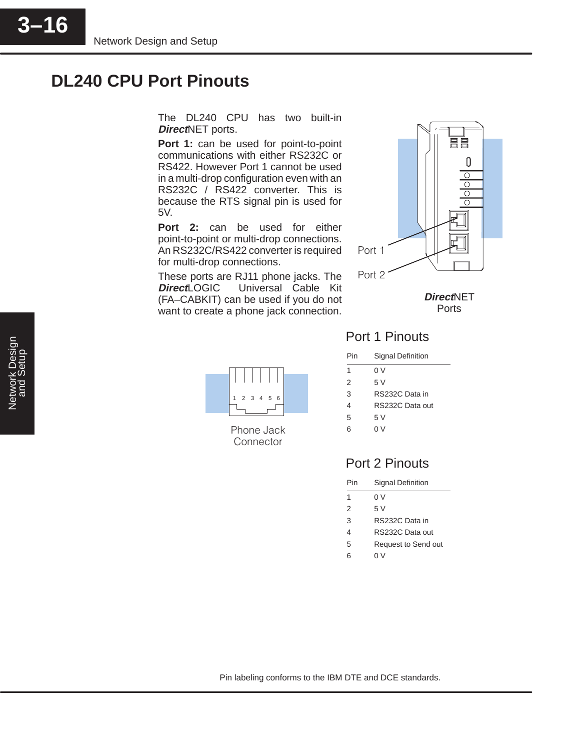# DL240 CPU Port Pinouts

The DL240 CPU has two built-in ***Direct***NET ports.

**Port 1:** can be used for point-to-point communications with either RS232C or RS422. However Port 1 cannot be used in a multi-drop configuration even with an RS232C / RS422 converter. This is because the RTS signal pin is used for 5V.

**Port 2:** can be used for either point-to-point or multi-drop connections. An RS232C/RS422 converter is required for multi-drop connections.

These ports are RJ11 phone jacks. The ***Direct***LOGIC Universal Cable Kit (FA–CABKIT) can be used if you do not want to create a phone jack connection.

Port 1

Port 2

***Direct***NET Ports

1 2 3 4 5 6

Phone Jack Connector

## Port 1 Pinouts

| Pin | Signal Definition |
|---|---|
| 1 | 0 V |
| 2 | 5 V |
| 3 | RS232C Data in |
| 4 | RS232C Data out |
| 5 | 5 V |
| 6 | 0 V |

## Port 2 Pinouts

| Pin | Signal Definition |
|---|---|
| 1 | 0 V |
| 2 | 5 V |
| 3 | RS232C Data in |
| 4 | RS232C Data out |
| 5 | Request to Send out |
| 6 | 0 V |

Pin labeling conforms to the IBM DTE and DCE standards.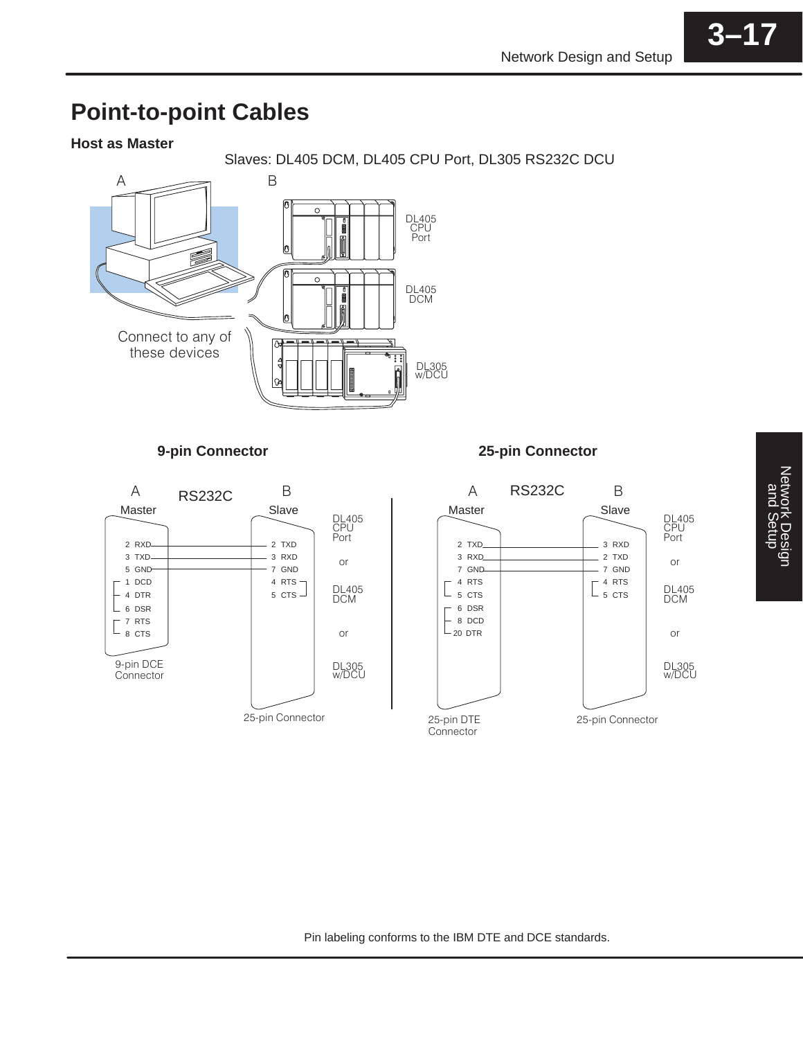# Point-to-point Cables

### Host as Master

Slaves: DL405 DCM, DL405 CPU Port, DL305 RS232C DCU

A B

DL405 CPU Port

DL405 DCM

Connect to any of these devices

DL305 w/DCU

**9-pin Connector**

A RS232C B

Master Slave

| Master (9-pin DCE Connector) | Slave (25-pin Connector) |
|---|---|
| 2 RXD | 2 TXD |
| 3 TXD | 3 RXD |
| 5 GND | 7 GND |
| 1 DCD, 4 DTR, 6 DSR (jumpered) | 4 RTS, 5 CTS (jumpered) |
| 7 RTS, 8 CTS (jumpered) | |

DL405 CPU Port or DL405 DCM or DL305 w/DCU

9-pin DCE Connector

25-pin Connector

**25-pin Connector**

A RS232C B

Master Slave

| Master (25-pin DTE Connector) | Slave (25-pin Connector) |
|---|---|
| 2 TXD | 3 RXD |
| 3 RXD | 2 TXD |
| 7 GND | 7 GND |
| 4 RTS, 5 CTS (jumpered) | 4 RTS, 5 CTS (jumpered) |
| 6 DSR, 8 DCD, 20 DTR (jumpered) | |

DL405 CPU Port or DL405 DCM or DL305 w/DCU

25-pin DTE Connector

25-pin Connector

Pin labeling conforms to the IBM DTE and DCE standards.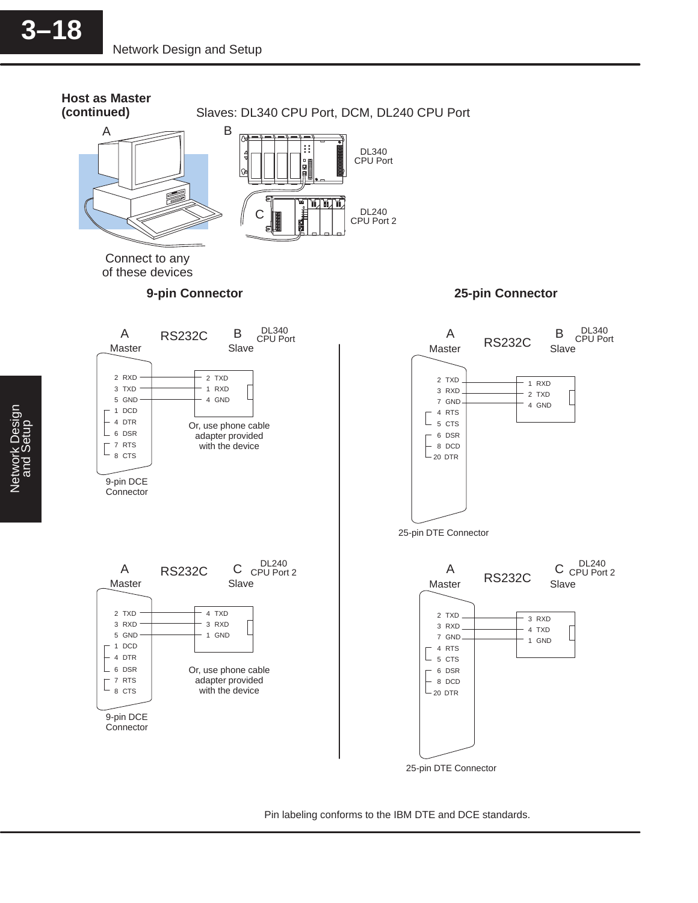**Host as Master (continued)**

Slaves: DL340 CPU Port, DCM, DL240 CPU Port

A

B

DL340 CPU Port

C

DL240 CPU Port 2

Connect to any of these devices

**9-pin Connector**

A Master — RS232C — B Slave (DL340 CPU Port)

| A Master (9-pin DCE Connector) | B Slave (DL340 CPU Port) |
|---|---|
| 2 RXD | 2 TXD |
| 3 TXD | 1 RXD |
| 5 GND | 4 GND |
| 1 DCD | |
| 4 DTR | |
| 6 DSR | |
| 7 RTS | |
| 8 CTS | |

Or, use phone cable adapter provided with the device

9-pin DCE Connector

A Master — RS232C — C Slave (DL240 CPU Port 2)

| A Master (9-pin DCE Connector) | C Slave (DL240 CPU Port 2) |
|---|---|
| 2 TXD | 4 TXD |
| 3 RXD | 3 RXD |
| 5 GND | 1 GND |
| 1 DCD | |
| 4 DTR | |
| 6 DSR | |
| 7 RTS | |
| 8 CTS | |

Or, use phone cable adapter provided with the device

9-pin DCE Connector

**25-pin Connector**

A Master — RS232C — B Slave (DL340 CPU Port)

| A Master (25-pin DTE Connector) | B Slave (DL340 CPU Port) |
|---|---|
| 2 TXD | 1 RXD |
| 3 RXD | 2 TXD |
| 7 GND | 4 GND |
| 4 RTS | |
| 5 CTS | |
| 6 DSR | |
| 8 DCD | |
| 20 DTR | |

25-pin DTE Connector

A Master — RS232C — C Slave (DL240 CPU Port 2)

| A Master (25-pin DTE Connector) | C Slave (DL240 CPU Port 2) |
|---|---|
| 2 TXD | 3 RXD |
| 3 RXD | 4 TXD |
| 7 GND | 1 GND |
| 4 RTS | |
| 5 CTS | |
| 6 DSR | |
| 8 DCD | |
| 20 DTR | |

25-pin DTE Connector

Pin labeling conforms to the IBM DTE and DCE standards.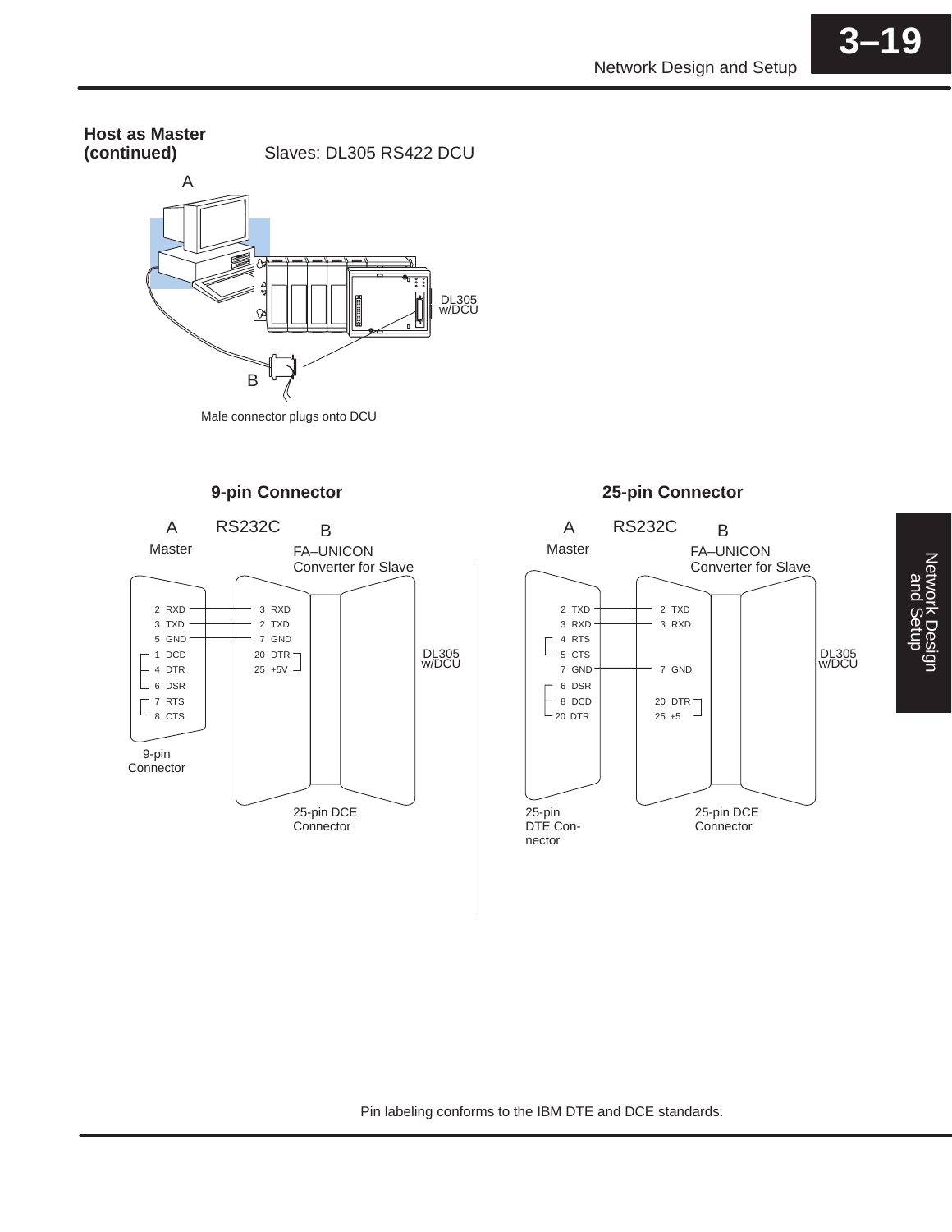**Host as Master (continued)**

Slaves: DL305 RS422 DCU

A

DL305 w/DCU

B

Male connector plugs onto DCU

**9-pin Connector**

A Master — RS232C — B FA–UNICON Converter for Slave

| A (Master, 9-pin Connector) | B (25-pin DCE Connector) |
|---|---|
| 2 RXD | 3 RXD |
| 3 TXD | 2 TXD |
| 5 GND | 7 GND |
| 1 DCD, 4 DTR, 6 DSR (jumpered) | 20 DTR, 25 +5V (jumpered) |
| 7 RTS, 8 CTS (jumpered) | |

DL305 w/DCU

**25-pin Connector**

A Master — RS232C — B FA–UNICON Converter for Slave

| A (Master, 25-pin DTE Connector) | B (25-pin DCE Connector) |
|---|---|
| 2 TXD | 2 TXD |
| 3 RXD | 3 RXD |
| 4 RTS, 5 CTS (jumpered) | |
| 7 GND | 7 GND |
| 6 DSR, 8 DCD, 20 DTR (jumpered) | 20 DTR, 25 +5 (jumpered) |

DL305 w/DCU

Pin labeling conforms to the IBM DTE and DCE standards.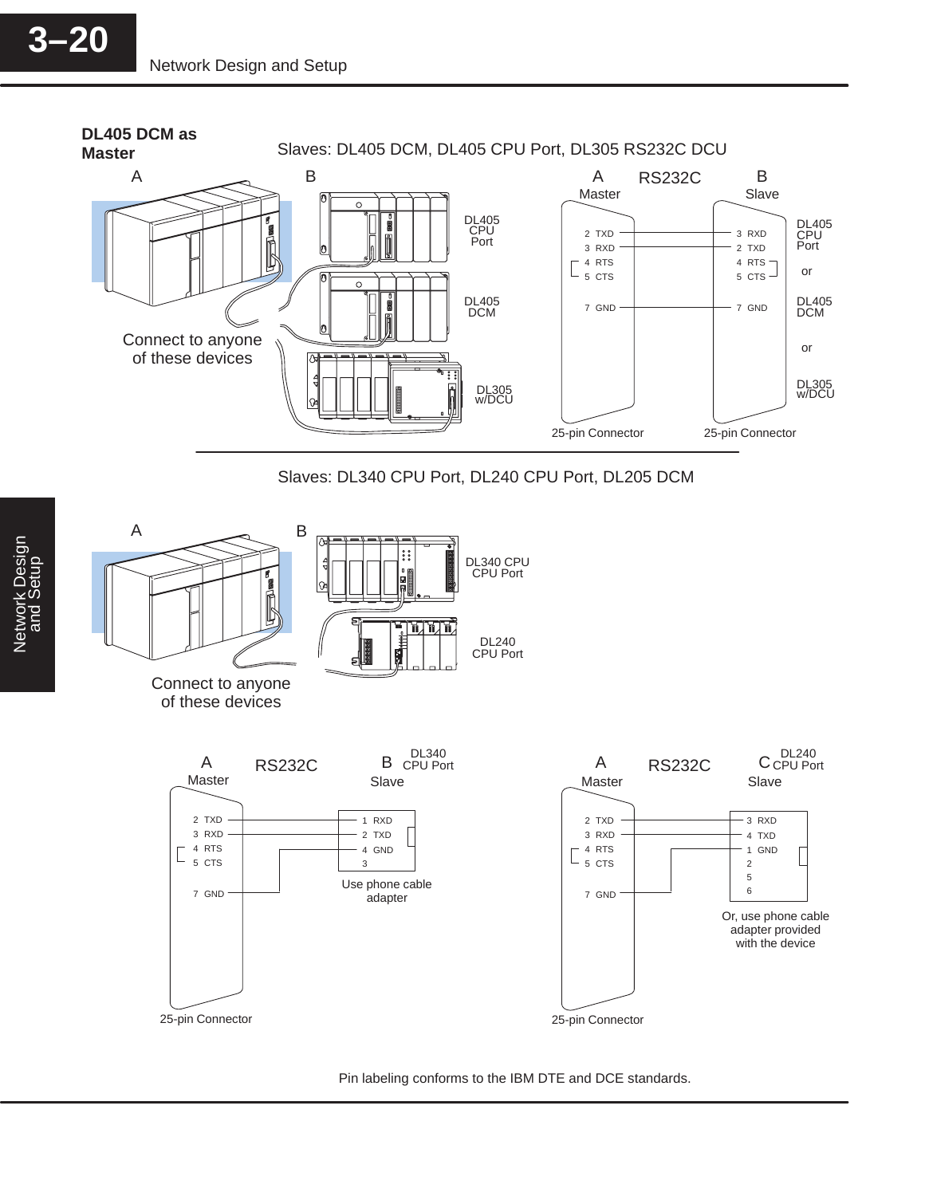**DL405 DCM as Master**

Slaves: DL405 DCM, DL405 CPU Port, DL305 RS232C DCU

A — B

DL405 CPU Port

DL405 DCM

DL305 w/DCU

Connect to anyone of these devices

A Master — RS232C — B Slave

| A Master | B Slave |
| --- | --- |
| 2 TXD | 3 RXD |
| 3 RXD | 2 TXD |
| 4 RTS | 4 RTS |
| 5 CTS | 5 CTS |
| 7 GND | 7 GND |

Slave: DL405 CPU Port or DL405 DCM or DL305 w/DCU

25-pin Connector — 25-pin Connector

Slaves: DL340 CPU Port, DL240 CPU Port, DL205 DCM

A — B

DL340 CPU CPU Port

DL240 CPU Port

Connect to anyone of these devices

A Master — RS232C — B DL340 CPU Port Slave

| A Master | B Slave |
| --- | --- |
| 2 TXD | 1 RXD |
| 3 RXD | 2 TXD |
| 4 RTS | 4 GND |
| 5 CTS | 3 |
| 7 GND | |

Use phone cable adapter

25-pin Connector

A Master — RS232C — C DL240 CPU Port Slave

| A Master | C Slave |
| --- | --- |
| 2 TXD | 3 RXD |
| 3 RXD | 4 TXD |
| 4 RTS | 1 GND |
| 5 CTS | 2 |
| 7 GND | 5 |
| | 6 |

Or, use phone cable adapter provided with the device

25-pin Connector

Pin labeling conforms to the IBM DTE and DCE standards.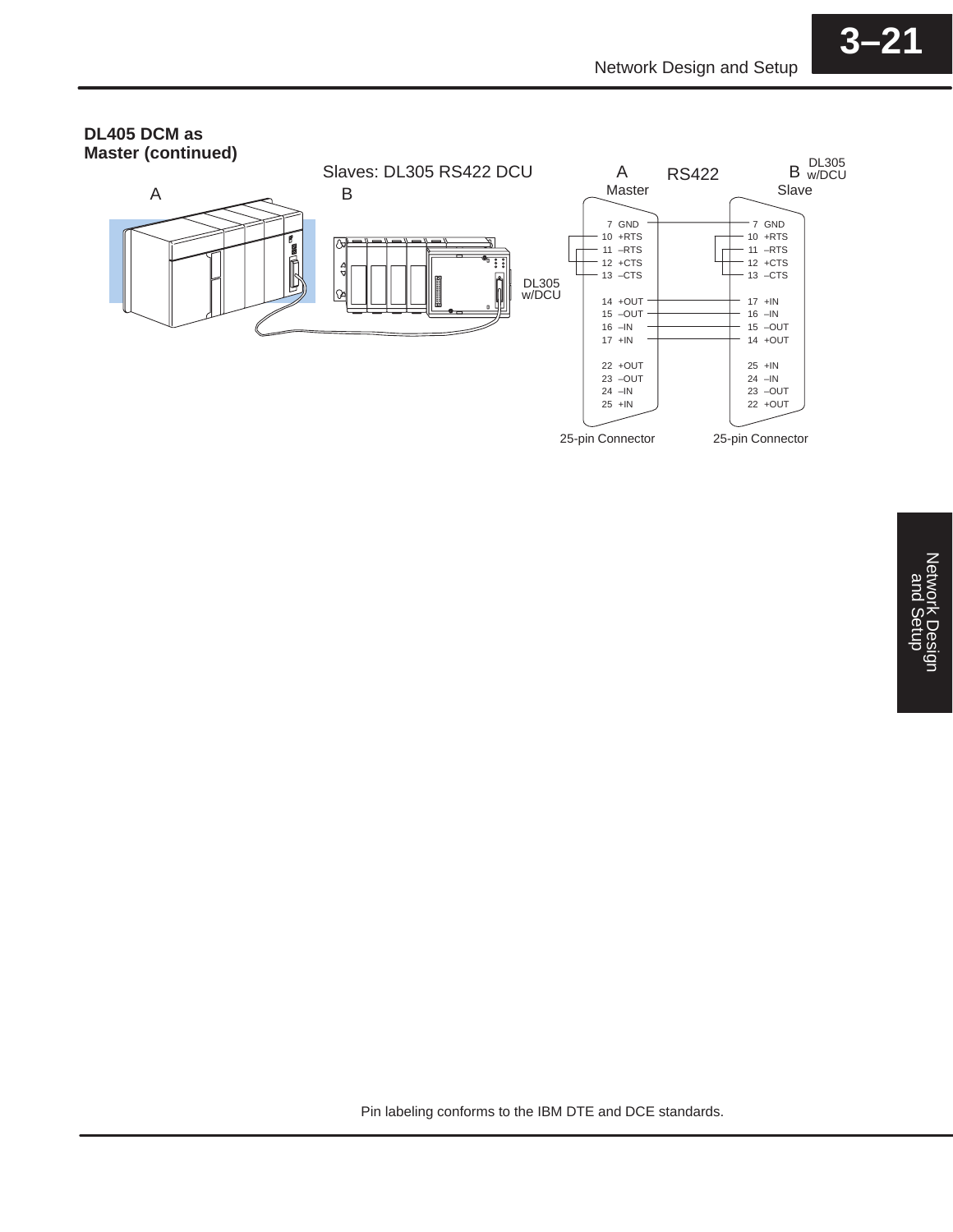**DL405 DCM as Master (continued)**

Slaves: DL305 RS422 DCU

A — B

DL305 w/DCU

RS422

| A Master (25-pin Connector) | B DL305 w/DCU Slave (25-pin Connector) |
|---|---|
| 7 GND | 7 GND |
| 10 +RTS | 10 +RTS |
| 11 –RTS | 11 –RTS |
| 12 +CTS | 12 +CTS |
| 13 –CTS | 13 –CTS |
| 14 +OUT | 17 +IN |
| 15 –OUT | 16 –IN |
| 16 –IN | 15 –OUT |
| 17 +IN | 14 +OUT |
| 22 +OUT | 25 +IN |
| 23 –OUT | 24 –IN |
| 24 –IN | 23 –OUT |
| 25 +IN | 22 +OUT |

Pin labeling conforms to the IBM DTE and DCE standards.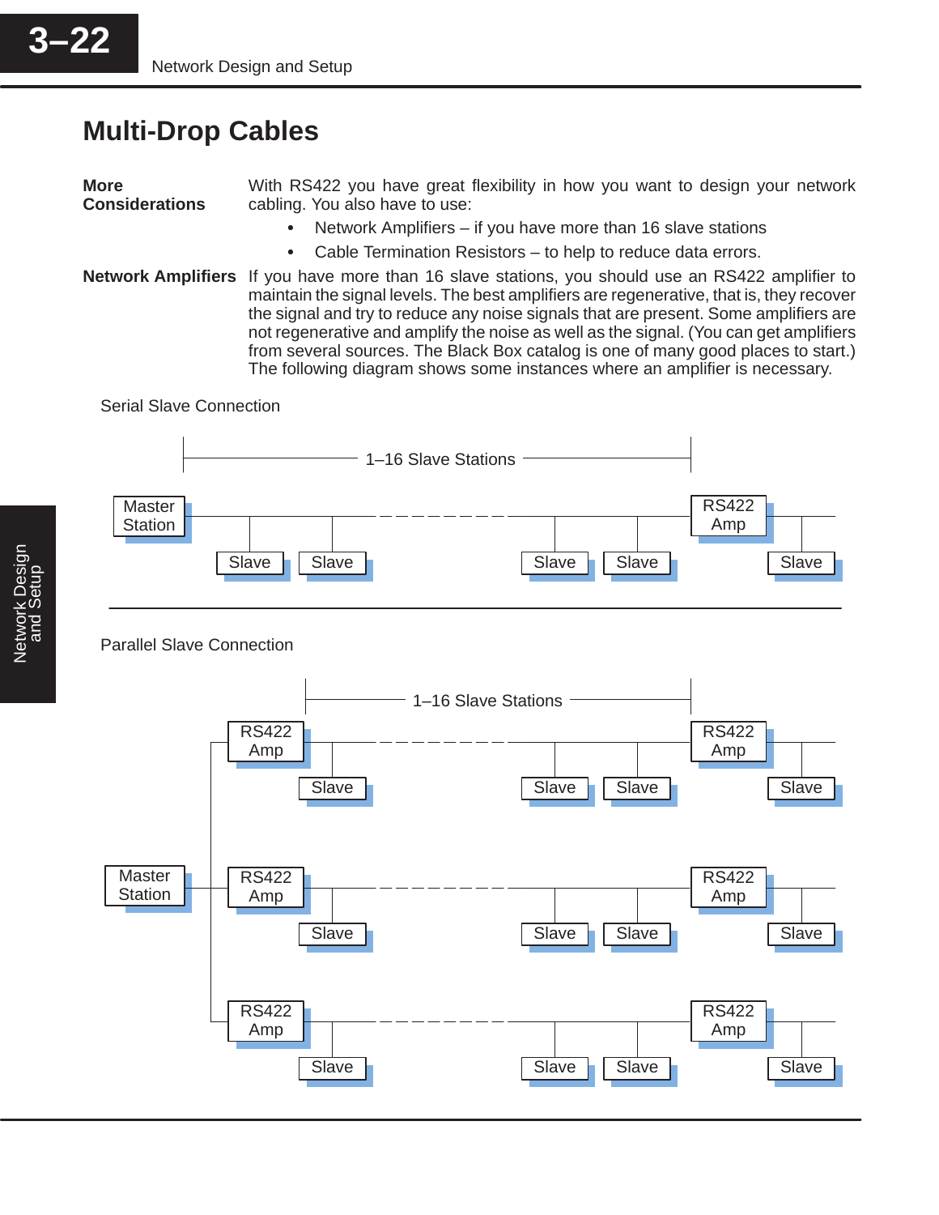## Multi-Drop Cables

**More Considerations**

With RS422 you have great flexibility in how you want to design your network cabling. You also have to use:

- Network Amplifiers – if you have more than 16 slave stations
- Cable Termination Resistors – to help to reduce data errors.

**Network Amplifiers**

If you have more than 16 slave stations, you should use an RS422 amplifier to maintain the signal levels. The best amplifiers are regenerative, that is, they recover the signal and try to reduce any noise signals that are present. Some amplifiers are not regenerative and amplify the noise as well as the signal. (You can get amplifiers from several sources. The Black Box catalog is one of many good places to start.) The following diagram shows some instances where an amplifier is necessary.

Serial Slave Connection

1–16 Slave Stations

Master Station — Slave, Slave, ..., Slave, Slave — RS422 Amp — Slave

Parallel Slave Connection

1–16 Slave Stations

Master Station — RS422 Amp — Slave, ..., Slave, Slave — RS422 Amp — Slave

Master Station — RS422 Amp — Slave, ..., Slave, Slave — RS422 Amp — Slave

Master Station — RS422 Amp — Slave, ..., Slave, Slave — RS422 Amp — Slave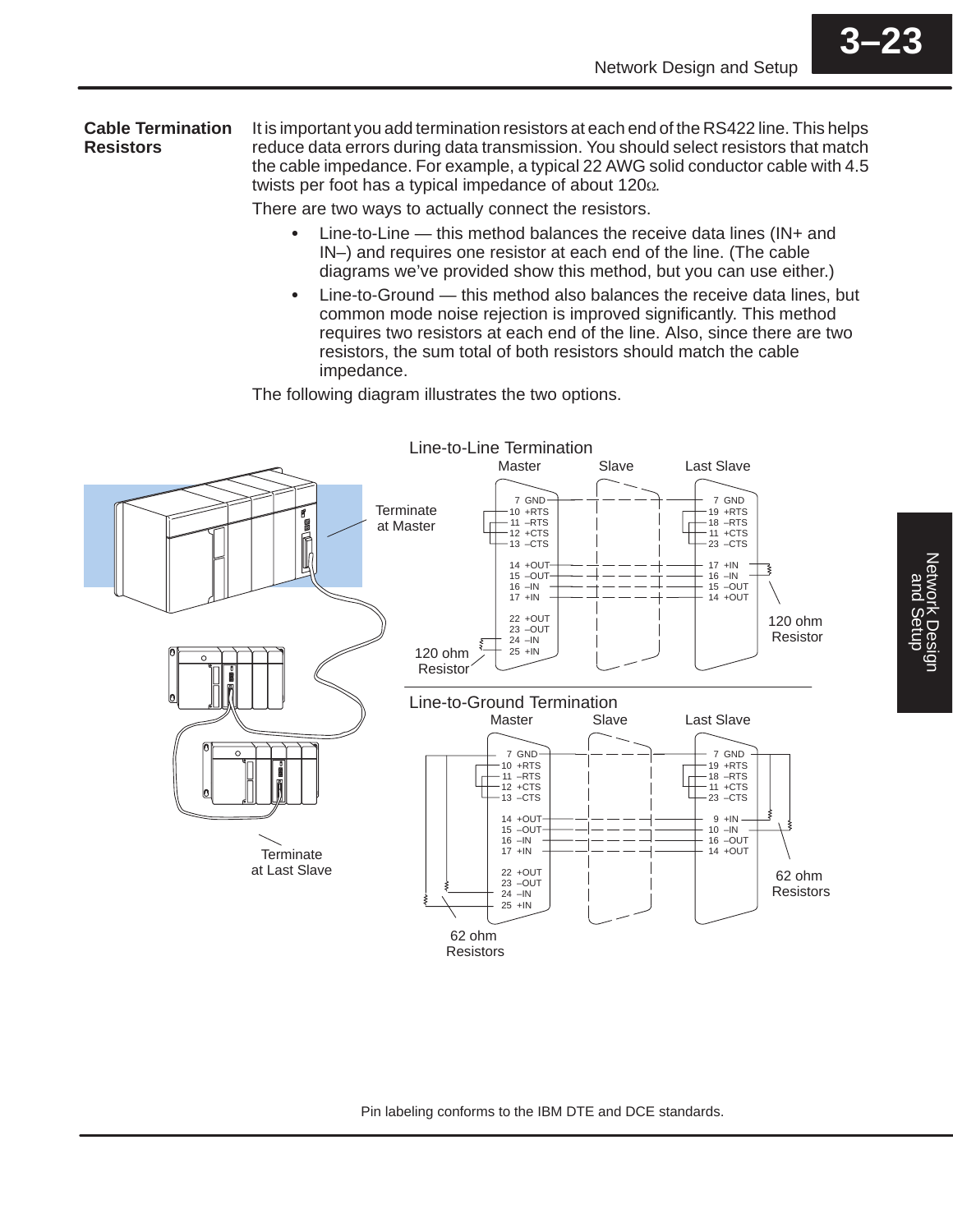## Cable Termination Resistors

It is important you add termination resistors at each end of the RS422 line. This helps reduce data errors during data transmission. You should select resistors that match the cable impedance. For example, a typical 22 AWG solid conductor cable with 4.5 twists per foot has a typical impedance of about 120Ω.

There are two ways to actually connect the resistors.

- Line-to-Line — this method balances the receive data lines (IN+ and IN–) and requires one resistor at each end of the line. (The cable diagrams we've provided show this method, but you can use either.)
- Line-to-Ground — this method also balances the receive data lines, but common mode noise rejection is improved significantly. This method requires two resistors at each end of the line. Also, since there are two resistors, the sum total of both resistors should match the cable impedance.

The following diagram illustrates the two options.

Line-to-Line Termination

Master: 7 GND, 10 +RTS, 11 –RTS, 12 +CTS, 13 –CTS, 14 +OUT, 15 –OUT, 16 –IN, 17 +IN, 22 +OUT, 23 –OUT, 24 –IN, 25 +IN

Slave

Last Slave: 7 GND, 19 +RTS, 18 –RTS, 11 +CTS, 23 –CTS, 17 +IN, 16 –IN, 15 –OUT, 14 +OUT

Terminate at Master

120 ohm Resistor

120 ohm Resistor

Line-to-Ground Termination

Master: 7 GND, 10 +RTS, 11 –RTS, 12 +CTS, 13 –CTS, 14 +OUT, 15 –OUT, 16 –IN, 17 +IN, 22 +OUT, 23 –OUT, 24 –IN, 25 +IN

Slave

Last Slave: 7 GND, 19 +RTS, 18 –RTS, 11 +CTS, 23 –CTS, 9 +IN, 10 –IN, 16 –OUT, 14 +OUT

Terminate at Last Slave

62 ohm Resistors

62 ohm Resistors

Pin labeling conforms to the IBM DTE and DCE standards.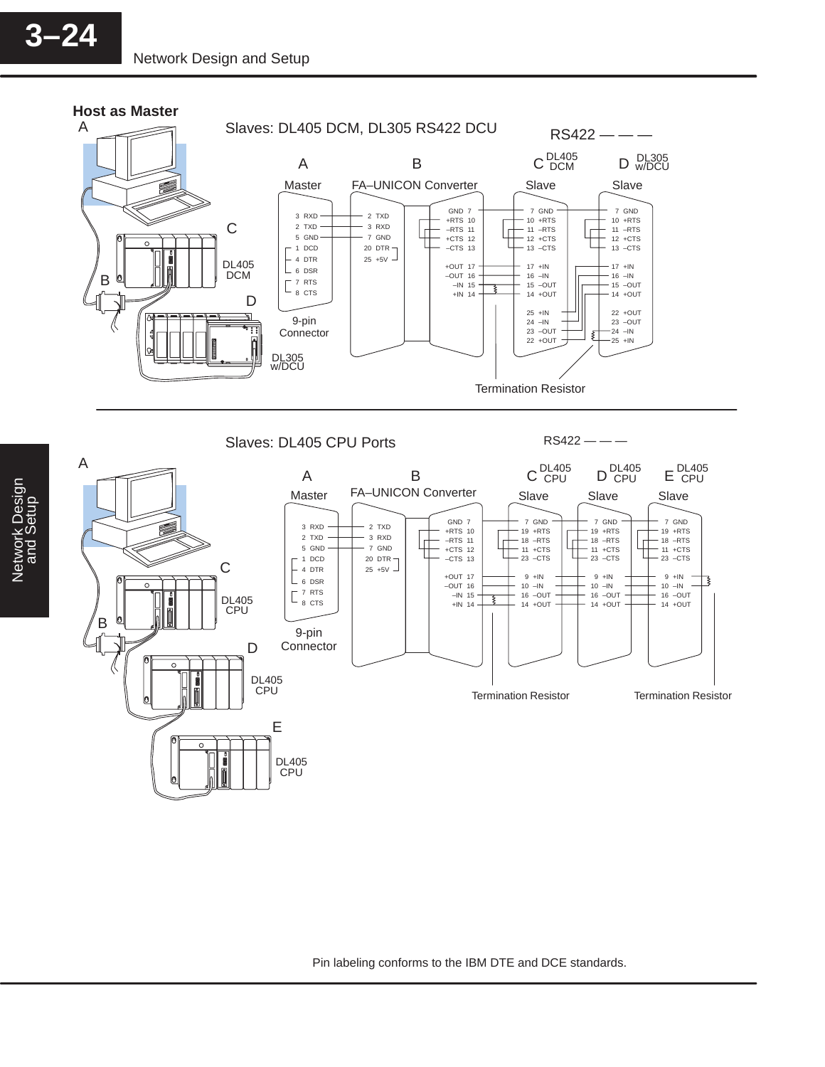**Host as Master**

Slaves: DL405 DCM, DL305 RS422 DCU

RS422 — — —

| A Master | B FA–UNICON Converter | | C DL405 DCM Slave | D DL305 w/DCU Slave |
|---|---|---|---|---|
| 3 RXD | 2 TXD | GND 7 | 7 GND | 7 GND |
| 2 TXD | 3 RXD | +RTS 10 | 10 +RTS | 10 +RTS |
| 5 GND | 7 GND | –RTS 11 | 11 –RTS | 11 –RTS |
| 1 DCD | 20 DTR | +CTS 12 | 12 +CTS | 12 +CTS |
| 4 DTR | 25 +5V | –CTS 13 | 13 –CTS | 13 –CTS |
| 6 DSR | | +OUT 17 | 17 +IN | 17 +IN |
| 7 RTS | | –OUT 16 | 16 –IN | 16 –IN |
| 8 CTS | | –IN 15 | 15 –OUT | 15 –OUT |
| | | +IN 14 | 14 +OUT | 14 +OUT |
| | | | 25 +IN | 22 +OUT |
| | | | 24 –IN | 23 –OUT |
| | | | 23 –OUT | 24 –IN |
| | | | 22 +OUT | 25 +IN |

9-pin Connector

Termination Resistor

Slaves: DL405 CPU Ports

RS422 — — —

| A Master | B FA–UNICON Converter | | C DL405 CPU Slave | D DL405 CPU Slave | E DL405 CPU Slave |
|---|---|---|---|---|---|
| 3 RXD | 2 TXD | GND 7 | 7 GND | 7 GND | 7 GND |
| 2 TXD | 3 RXD | +RTS 10 | 19 +RTS | 19 +RTS | 19 +RTS |
| 5 GND | 7 GND | –RTS 11 | 18 –RTS | 18 –RTS | 18 –RTS |
| 1 DCD | 20 DTR | +CTS 12 | 11 +CTS | 11 +CTS | 11 +CTS |
| 4 DTR | 25 +5V | –CTS 13 | 23 –CTS | 23 –CTS | 23 –CTS |
| 6 DSR | | +OUT 17 | 9 +IN | 9 +IN | 9 +IN |
| 7 RTS | | –OUT 16 | 10 –IN | 10 –IN | 10 –IN |
| 8 CTS | | –IN 15 | 16 –OUT | 16 –OUT | 16 –OUT |
| | | +IN 14 | 14 +OUT | 14 +OUT | 14 +OUT |

9-pin Connector

Termination Resistor Termination Resistor

Pin labeling conforms to the IBM DTE and DCE standards.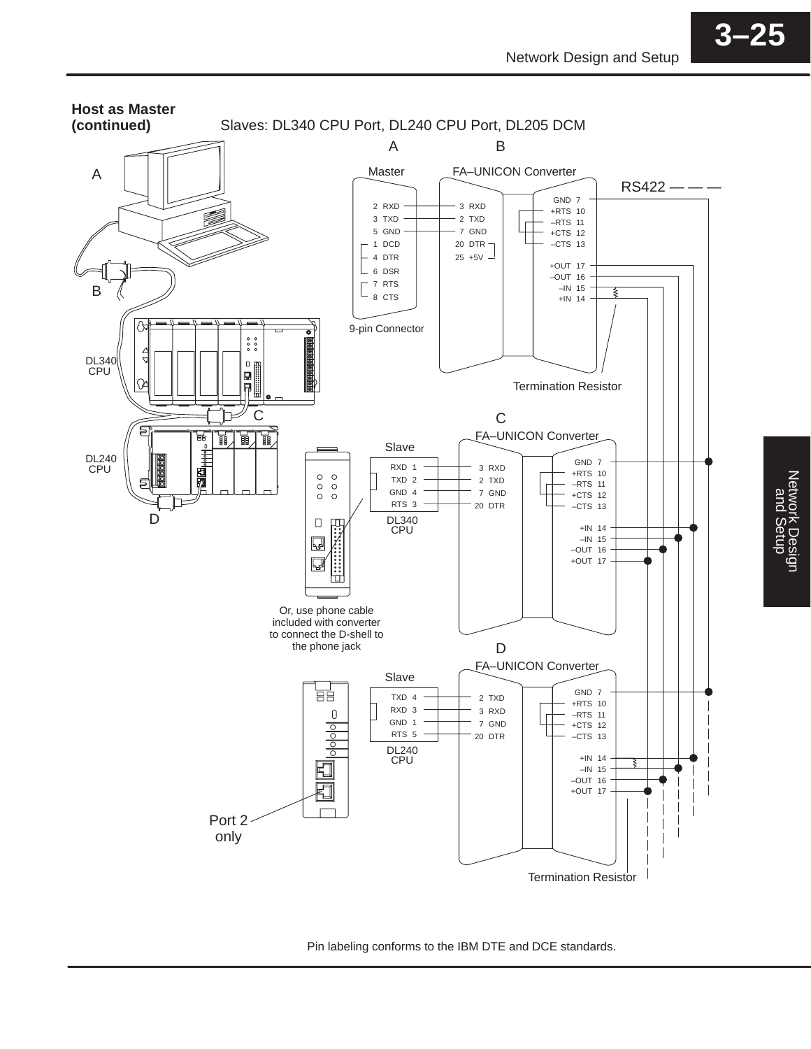## Host as Master (continued)

Slaves: DL340 CPU Port, DL240 CPU Port, DL205 DCM

A

B

Master

FA–UNICON Converter

RS422 — — —

| Master (9-pin Connector) | FA–UNICON Converter |
|---|---|
| 2 RXD | 3 RXD |
| 3 TXD | 2 TXD |
| 5 GND | 7 GND |
| 1 DCD | 20 DTR |
| 4 DTR | 25 +5V |
| 6 DSR | |
| 7 RTS | |
| 8 CTS | |

GND 7
+RTS 10
–RTS 11
+CTS 12
–CTS 13
+OUT 17
–OUT 16
–IN 15
+IN 14

9-pin Connector

Termination Resistor

A

B

DL340 CPU

C

DL240 CPU

D

C

FA–UNICON Converter

| Slave (DL340 CPU) | FA–UNICON Converter |
|---|---|
| RXD 1 | 3 RXD |
| TXD 2 | 2 TXD |
| GND 4 | 7 GND |
| RTS 3 | 20 DTR |

GND 7
+RTS 10
–RTS 11
+CTS 12
–CTS 13
+IN 14
–IN 15
–OUT 16
+OUT 17

Or, use phone cable included with converter to connect the D-shell to the phone jack

D

FA–UNICON Converter

| Slave (DL240 CPU) | FA–UNICON Converter |
|---|---|
| TXD 4 | 2 TXD |
| RXD 3 | 3 RXD |
| GND 1 | 7 GND |
| RTS 5 | 20 DTR |

GND 7
+RTS 10
–RTS 11
+CTS 12
–CTS 13
+IN 14
–IN 15
–OUT 16
+OUT 17

Port 2 only

Termination Resistor

Pin labeling conforms to the IBM DTE and DCE standards.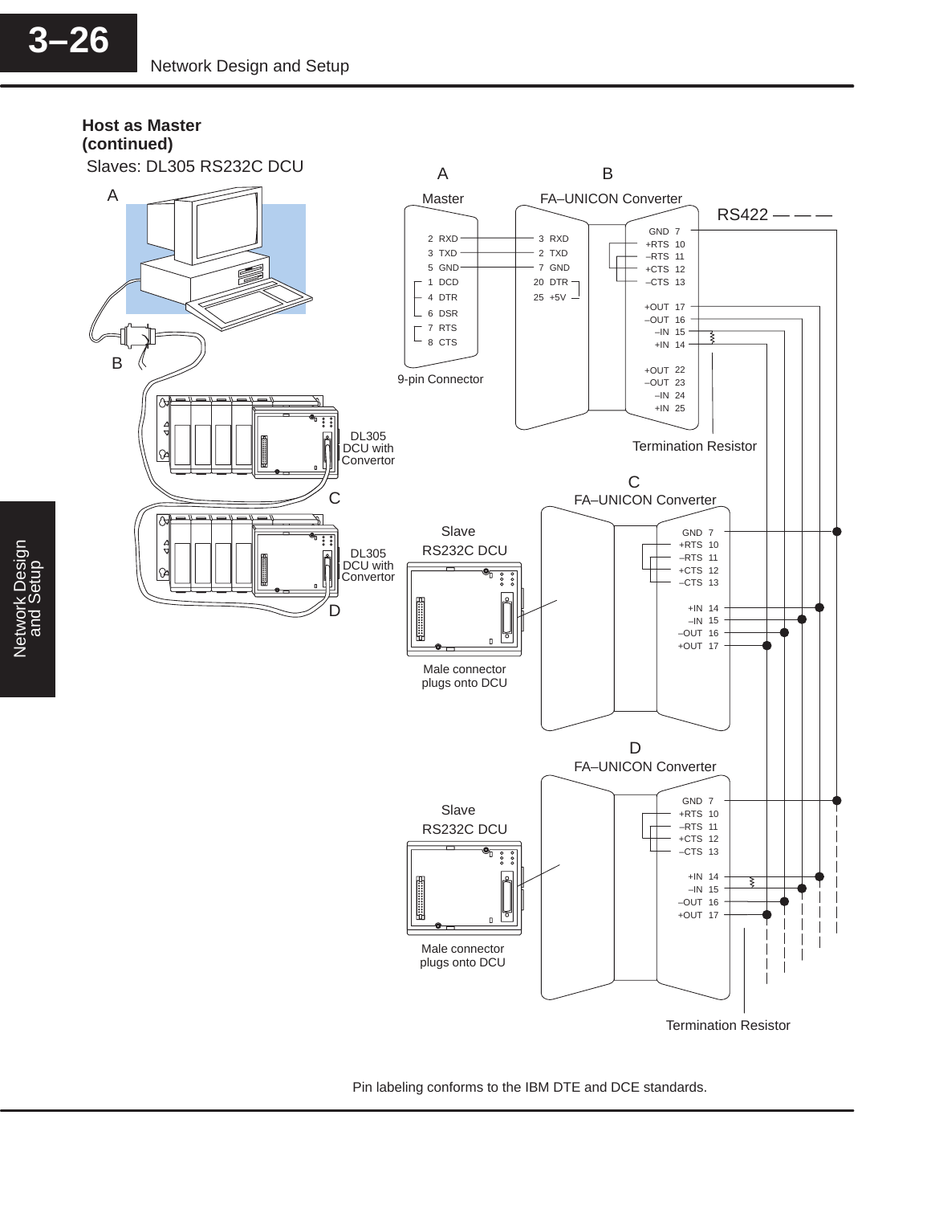## Host as Master (continued)

Slaves: DL305 RS232C DCU

A

B

DL305 DCU with Convertor

C

DL305 DCU with Convertor

D

A

Master

2 RXD
3 TXD
5 GND
1 DCD
4 DTR
6 DSR
7 RTS
8 CTS

9-pin Connector

B

FA–UNICON Converter

3 RXD
2 TXD
7 GND
20 DTR
25 +5V

GND 7
+RTS 10
–RTS 11
+CTS 12
–CTS 13

+OUT 17
–OUT 16
–IN 15
+IN 14

+OUT 22
–OUT 23
–IN 24
+IN 25

RS422

Termination Resistor

C

FA–UNICON Converter

Slave
RS232C DCU

Male connector plugs onto DCU

GND 7
+RTS 10
–RTS 11
+CTS 12
–CTS 13

+IN 14
–IN 15
–OUT 16
+OUT 17

D

FA–UNICON Converter

Slave
RS232C DCU

Male connector plugs onto DCU

GND 7
+RTS 10
–RTS 11
+CTS 12
–CTS 13

+IN 14
–IN 15
–OUT 16
+OUT 17

Termination Resistor

Pin labeling conforms to the IBM DTE and DCE standards.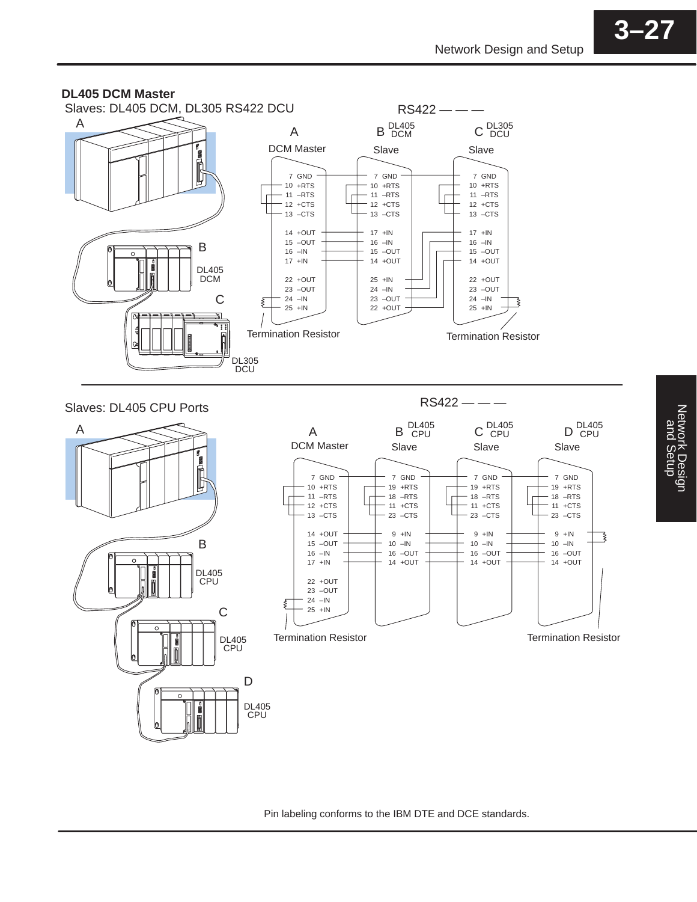**DL405 DCM Master**

Slaves: DL405 DCM, DL305 RS422 DCU

RS422 — — —

| A DCM Master | B DL405 DCM Slave | C DL305 DCU Slave |
|---|---|---|
| 7 GND | 7 GND | 7 GND |
| 10 +RTS | 10 +RTS | 10 +RTS |
| 11 –RTS | 11 –RTS | 11 –RTS |
| 12 +CTS | 12 +CTS | 12 +CTS |
| 13 –CTS | 13 –CTS | 13 –CTS |
| 14 +OUT | 17 +IN | 17 +IN |
| 15 –OUT | 16 –IN | 16 –IN |
| 16 –IN | 15 –OUT | 15 –OUT |
| 17 +IN | 14 +OUT | 14 +OUT |
| 22 +OUT | 25 +IN | 22 +OUT |
| 23 –OUT | 24 –IN | 23 –OUT |
| 24 –IN | 23 –OUT | 24 –IN |
| 25 +IN | 22 +OUT | 25 +IN |

Termination Resistor (A, pins 24–25); Termination Resistor (C, pins 24–25)

Slaves: DL405 CPU Ports

RS422 — — —

| A DCM Master | B DL405 CPU Slave | C DL405 CPU Slave | D DL405 CPU Slave |
|---|---|---|---|
| 7 GND | 7 GND | 7 GND | 7 GND |
| 10 +RTS | 19 +RTS | 19 +RTS | 19 +RTS |
| 11 –RTS | 18 –RTS | 18 –RTS | 18 –RTS |
| 12 +CTS | 11 +CTS | 11 +CTS | 11 +CTS |
| 13 –CTS | 23 –CTS | 23 –CTS | 23 –CTS |
| 14 +OUT | 9 +IN | 9 +IN | 9 +IN |
| 15 –OUT | 10 –IN | 10 –IN | 10 –IN |
| 16 –IN | 16 –OUT | 16 –OUT | 16 –OUT |
| 17 +IN | 14 +OUT | 14 +OUT | 14 +OUT |
| 22 +OUT | | | |
| 23 –OUT | | | |
| 24 –IN | | | |
| 25 +IN | | | |

Termination Resistor (A, pins 24–25); Termination Resistor (D, pins 9–10)

Pin labeling conforms to the IBM DTE and DCE standards.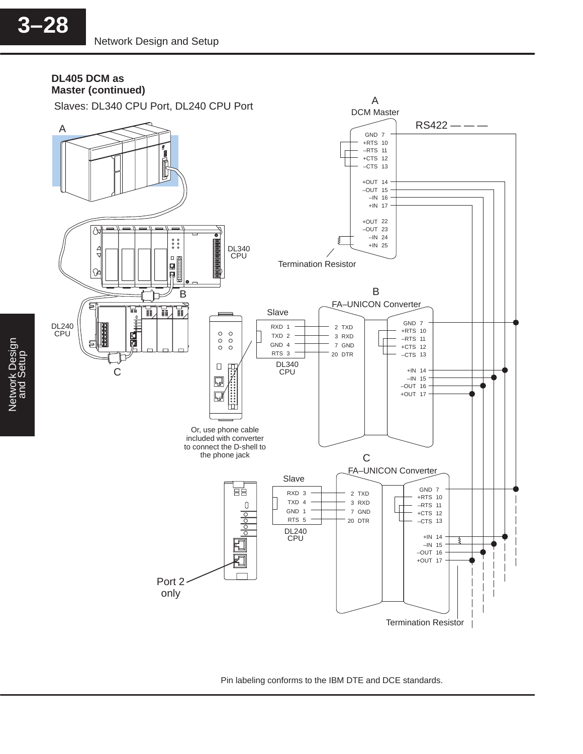## DL405 DCM as Master (continued)

Slaves: DL340 CPU Port, DL240 CPU Port

A

DCM Master

RS422

| Pin | Signal |
|---|---|
| 7 | GND |
| 10 | +RTS |
| 11 | –RTS |
| 12 | +CTS |
| 13 | –CTS |
| 14 | +OUT |
| 15 | –OUT |
| 16 | –IN |
| 17 | +IN |
| 22 | +OUT |
| 23 | –OUT |
| 24 | –IN |
| 25 | +IN |

Termination Resistor

A

DL340 CPU

B

DL240 CPU

C

B

FA–UNICON Converter

Slave

| DL340 CPU | | FA–UNICON Converter | |
|---|---|---|---|
| RXD 1 | | 2 TXD | |
| TXD 2 | | 3 RXD | |
| GND 4 | | 7 GND | |
| RTS 3 | | 20 DTR | |

| Pin | Signal |
|---|---|
| 7 | GND |
| 10 | +RTS |
| 11 | –RTS |
| 12 | +CTS |
| 13 | –CTS |
| 14 | +IN |
| 15 | –IN |
| 16 | –OUT |
| 17 | +OUT |

Or, use phone cable included with converter to connect the D-shell to the phone jack

C

FA–UNICON Converter

Slave

| DL240 CPU | | FA–UNICON Converter | |
|---|---|---|---|
| RXD 3 | | 2 TXD | |
| TXD 4 | | 3 RXD | |
| GND 1 | | 7 GND | |
| RTS 5 | | 20 DTR | |

| Pin | Signal |
|---|---|
| 7 | GND |
| 10 | +RTS |
| 11 | –RTS |
| 12 | +CTS |
| 13 | –CTS |
| 14 | +IN |
| 15 | –IN |
| 16 | –OUT |
| 17 | +OUT |

Port 2 only

Termination Resistor

Pin labeling conforms to the IBM DTE and DCE standards.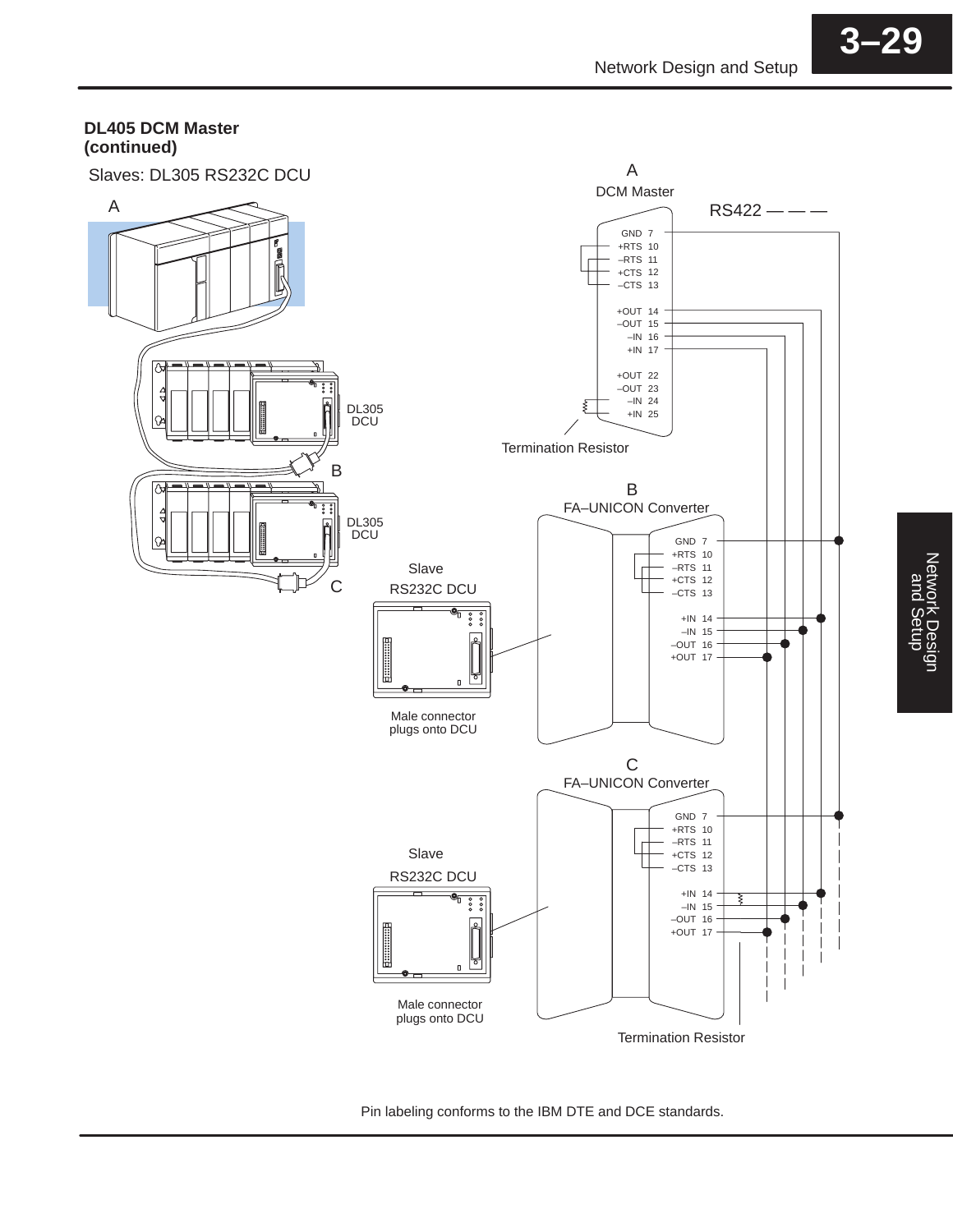## DL405 DCM Master (continued)

Slaves: DL305 RS232C DCU

A

DL305 DCU

B

DL305 DCU

C

A

DCM Master

RS422

GND 7
+RTS 10
–RTS 11
+CTS 12
–CTS 13

+OUT 14
–OUT 15
–IN 16
+IN 17

+OUT 22
–OUT 23
–IN 24
+IN 25

Termination Resistor

B

FA–UNICON Converter

Slave

RS232C DCU

Male connector plugs onto DCU

GND 7
+RTS 10
–RTS 11
+CTS 12
–CTS 13

+IN 14
–IN 15
–OUT 16
+OUT 17

C

FA–UNICON Converter

Slave

RS232C DCU

Male connector plugs onto DCU

GND 7
+RTS 10
–RTS 11
+CTS 12
–CTS 13

+IN 14
–IN 15
–OUT 16
+OUT 17

Termination Resistor

Pin labeling conforms to the IBM DTE and DCE standards.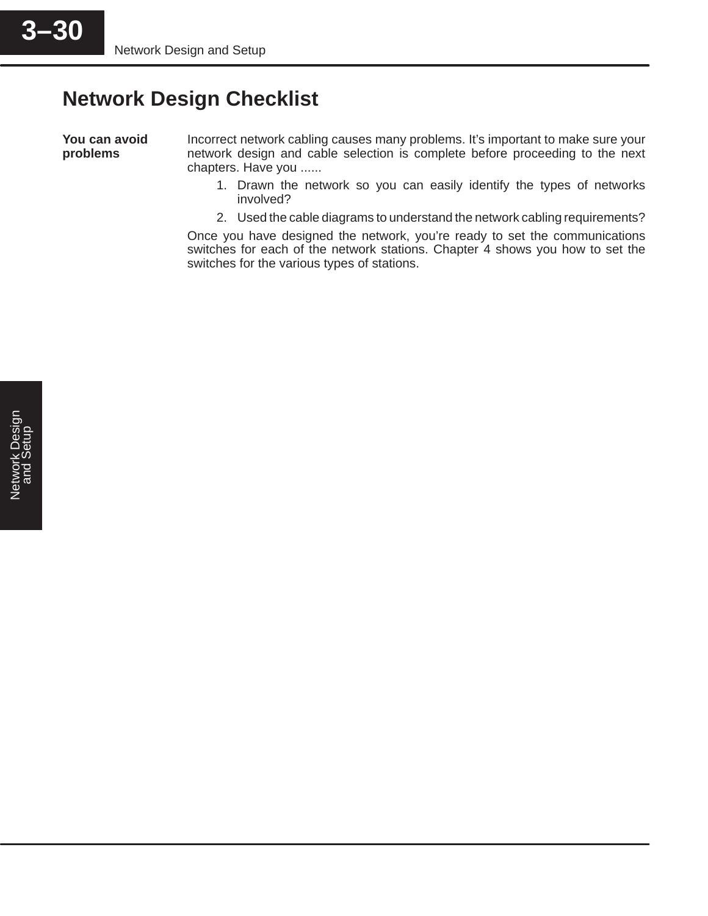## Network Design Checklist

**You can avoid problems**

Incorrect network cabling causes many problems. It's important to make sure your network design and cable selection is complete before proceeding to the next chapters. Have you ......

1. Drawn the network so you can easily identify the types of networks involved?
2. Used the cable diagrams to understand the network cabling requirements?

Once you have designed the network, you're ready to set the communications switches for each of the network stations. Chapter 4 shows you how to set the switches for the various types of stations.